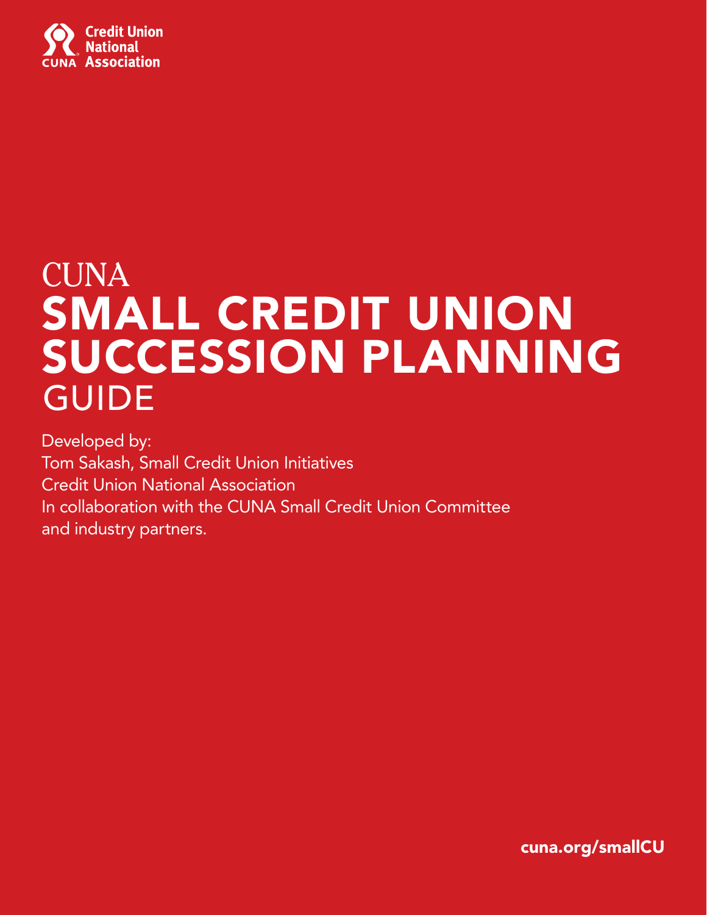Credit Union National Association

CUNA

# CUNA SMALL CREDIT UNION SUCCESSION PLANNING GUIDE

Developed by:
Tom Sakash, Small Credit Union Initiatives
Credit Union National Association
In collaboration with the CUNA Small Credit Union Committee and industry partners.

cuna.org/smallCU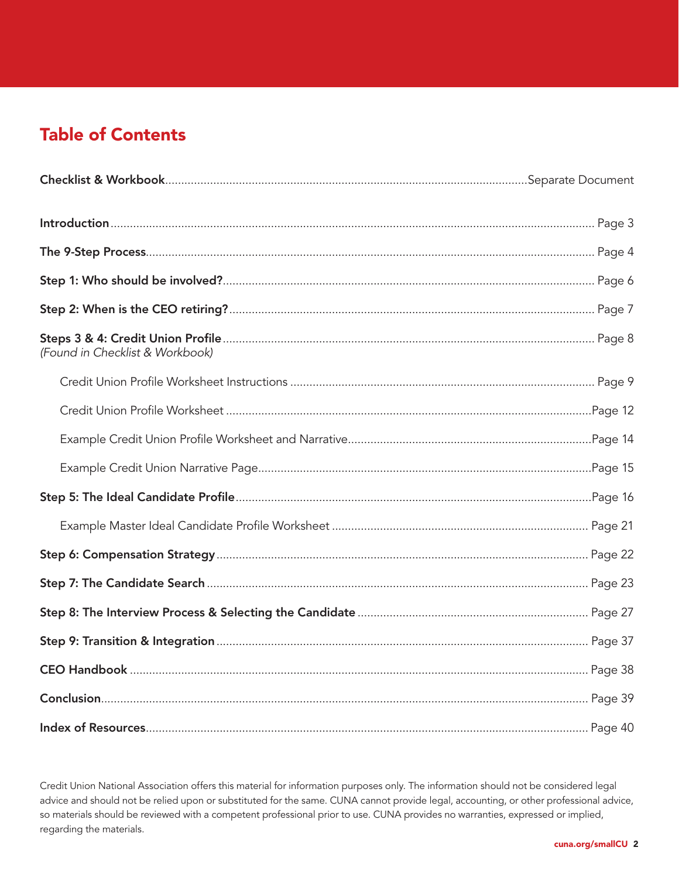## Table of Contents

**Checklist & Workbook** ........ Separate Document

**Introduction** ........ Page 3

**The 9-Step Process** ........ Page 4

**Step 1: Who should be involved?** ........ Page 6

**Step 2: When is the CEO retiring?** ........ Page 7

**Steps 3 & 4: Credit Union Profile** ........ Page 8
*(Found in Checklist & Workbook)*

- Credit Union Profile Worksheet Instructions ........ Page 9
- Credit Union Profile Worksheet ........ Page 12
- Example Credit Union Profile Worksheet and Narrative ........ Page 14
- Example Credit Union Narrative Page ........ Page 15

**Step 5: The Ideal Candidate Profile** ........ Page 16

- Example Master Ideal Candidate Profile Worksheet ........ Page 21

**Step 6: Compensation Strategy** ........ Page 22

**Step 7: The Candidate Search** ........ Page 23

**Step 8: The Interview Process & Selecting the Candidate** ........ Page 27

**Step 9: Transition & Integration** ........ Page 37

**CEO Handbook** ........ Page 38

**Conclusion** ........ Page 39

**Index of Resources** ........ Page 40

Credit Union National Association offers this material for information purposes only. The information should not be considered legal advice and should not be relied upon or substituted for the same. CUNA cannot provide legal, accounting, or other professional advice, so materials should be reviewed with a competent professional prior to use. CUNA provides no warranties, expressed or implied, regarding the materials.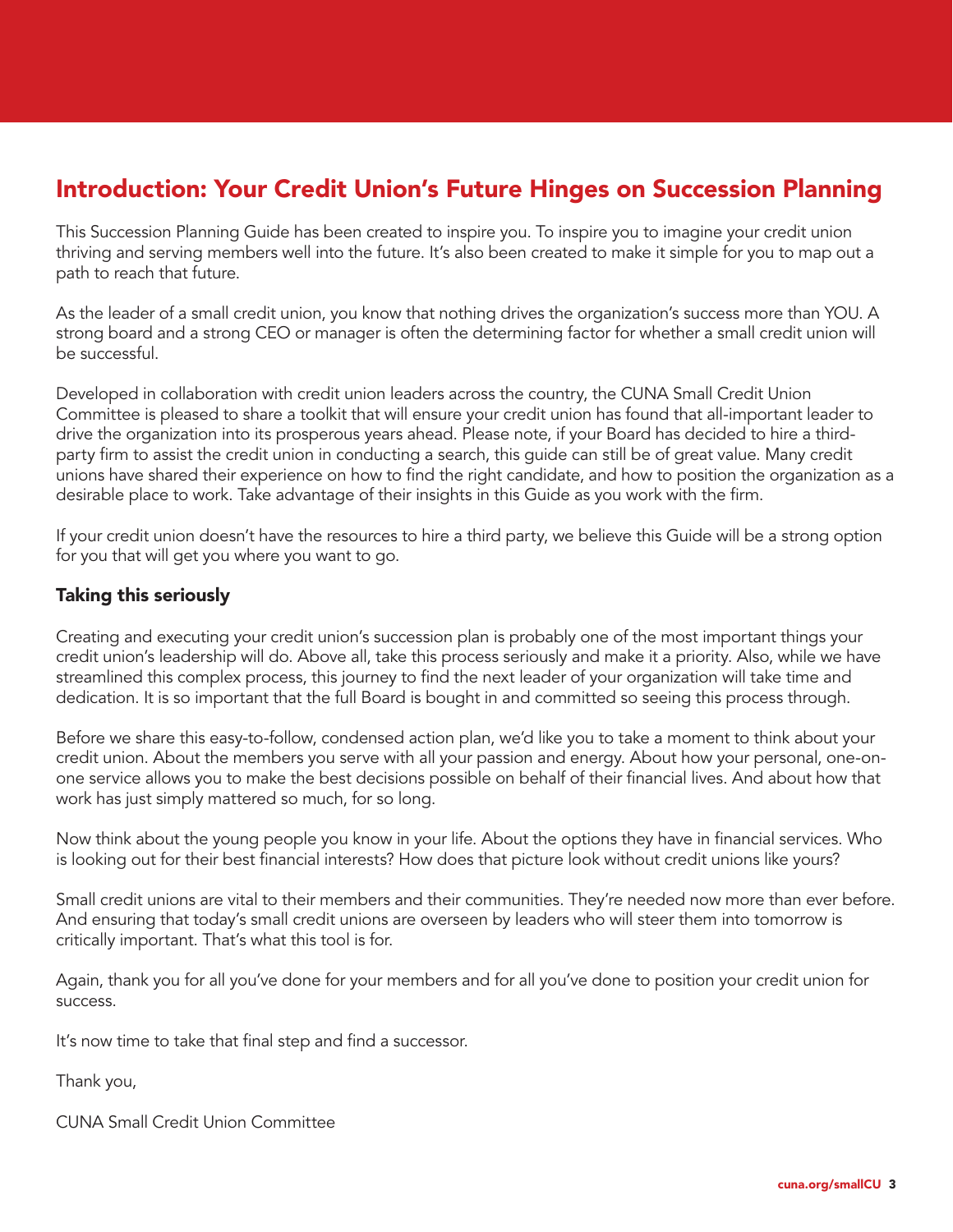# Introduction: Your Credit Union's Future Hinges on Succession Planning

This Succession Planning Guide has been created to inspire you. To inspire you to imagine your credit union thriving and serving members well into the future. It's also been created to make it simple for you to map out a path to reach that future.

As the leader of a small credit union, you know that nothing drives the organization's success more than YOU. A strong board and a strong CEO or manager is often the determining factor for whether a small credit union will be successful.

Developed in collaboration with credit union leaders across the country, the CUNA Small Credit Union Committee is pleased to share a toolkit that will ensure your credit union has found that all-important leader to drive the organization into its prosperous years ahead. Please note, if your Board has decided to hire a third-party firm to assist the credit union in conducting a search, this guide can still be of great value. Many credit unions have shared their experience on how to find the right candidate, and how to position the organization as a desirable place to work. Take advantage of their insights in this Guide as you work with the firm.

If your credit union doesn't have the resources to hire a third party, we believe this Guide will be a strong option for you that will get you where you want to go.

### Taking this seriously

Creating and executing your credit union's succession plan is probably one of the most important things your credit union's leadership will do. Above all, take this process seriously and make it a priority. Also, while we have streamlined this complex process, this journey to find the next leader of your organization will take time and dedication. It is so important that the full Board is bought in and committed so seeing this process through.

Before we share this easy-to-follow, condensed action plan, we'd like you to take a moment to think about your credit union. About the members you serve with all your passion and energy. About how your personal, one-on-one service allows you to make the best decisions possible on behalf of their financial lives. And about how that work has just simply mattered so much, for so long.

Now think about the young people you know in your life. About the options they have in financial services. Who is looking out for their best financial interests? How does that picture look without credit unions like yours?

Small credit unions are vital to their members and their communities. They're needed now more than ever before. And ensuring that today's small credit unions are overseen by leaders who will steer them into tomorrow is critically important. That's what this tool is for.

Again, thank you for all you've done for your members and for all you've done to position your credit union for success.

It's now time to take that final step and find a successor.

Thank you,

CUNA Small Credit Union Committee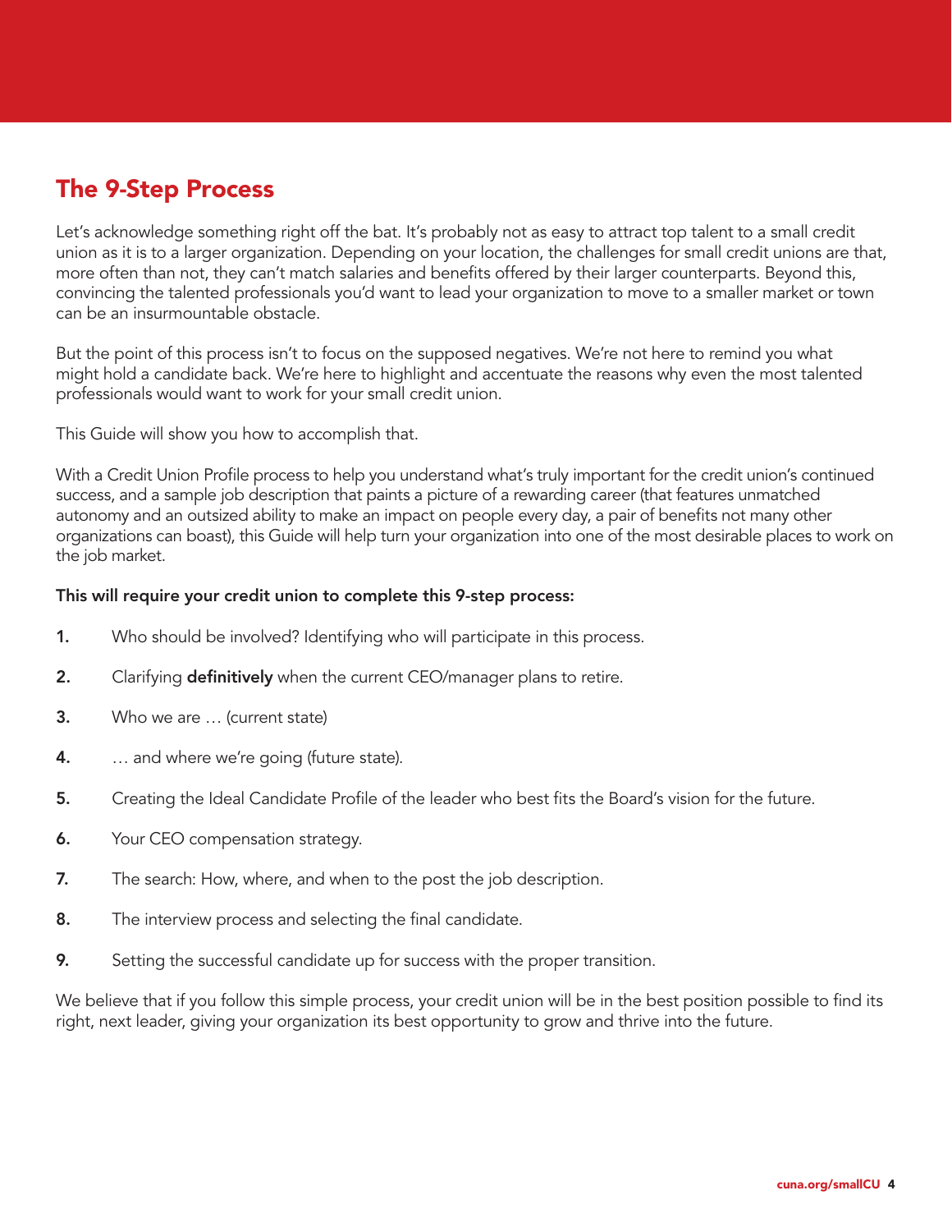## The 9-Step Process

Let's acknowledge something right off the bat. It's probably not as easy to attract top talent to a small credit union as it is to a larger organization. Depending on your location, the challenges for small credit unions are that, more often than not, they can't match salaries and benefits offered by their larger counterparts. Beyond this, convincing the talented professionals you'd want to lead your organization to move to a smaller market or town can be an insurmountable obstacle.

But the point of this process isn't to focus on the supposed negatives. We're not here to remind you what might hold a candidate back. We're here to highlight and accentuate the reasons why even the most talented professionals would want to work for your small credit union.

This Guide will show you how to accomplish that.

With a Credit Union Profile process to help you understand what's truly important for the credit union's continued success, and a sample job description that paints a picture of a rewarding career (that features unmatched autonomy and an outsized ability to make an impact on people every day, a pair of benefits not many other organizations can boast), this Guide will help turn your organization into one of the most desirable places to work on the job market.

**This will require your credit union to complete this 9-step process:**

1. Who should be involved? Identifying who will participate in this process.
2. Clarifying **definitively** when the current CEO/manager plans to retire.
3. Who we are … (current state)
4. … and where we're going (future state).
5. Creating the Ideal Candidate Profile of the leader who best fits the Board's vision for the future.
6. Your CEO compensation strategy.
7. The search: How, where, and when to the post the job description.
8. The interview process and selecting the final candidate.
9. Setting the successful candidate up for success with the proper transition.

We believe that if you follow this simple process, your credit union will be in the best position possible to find its right, next leader, giving your organization its best opportunity to grow and thrive into the future.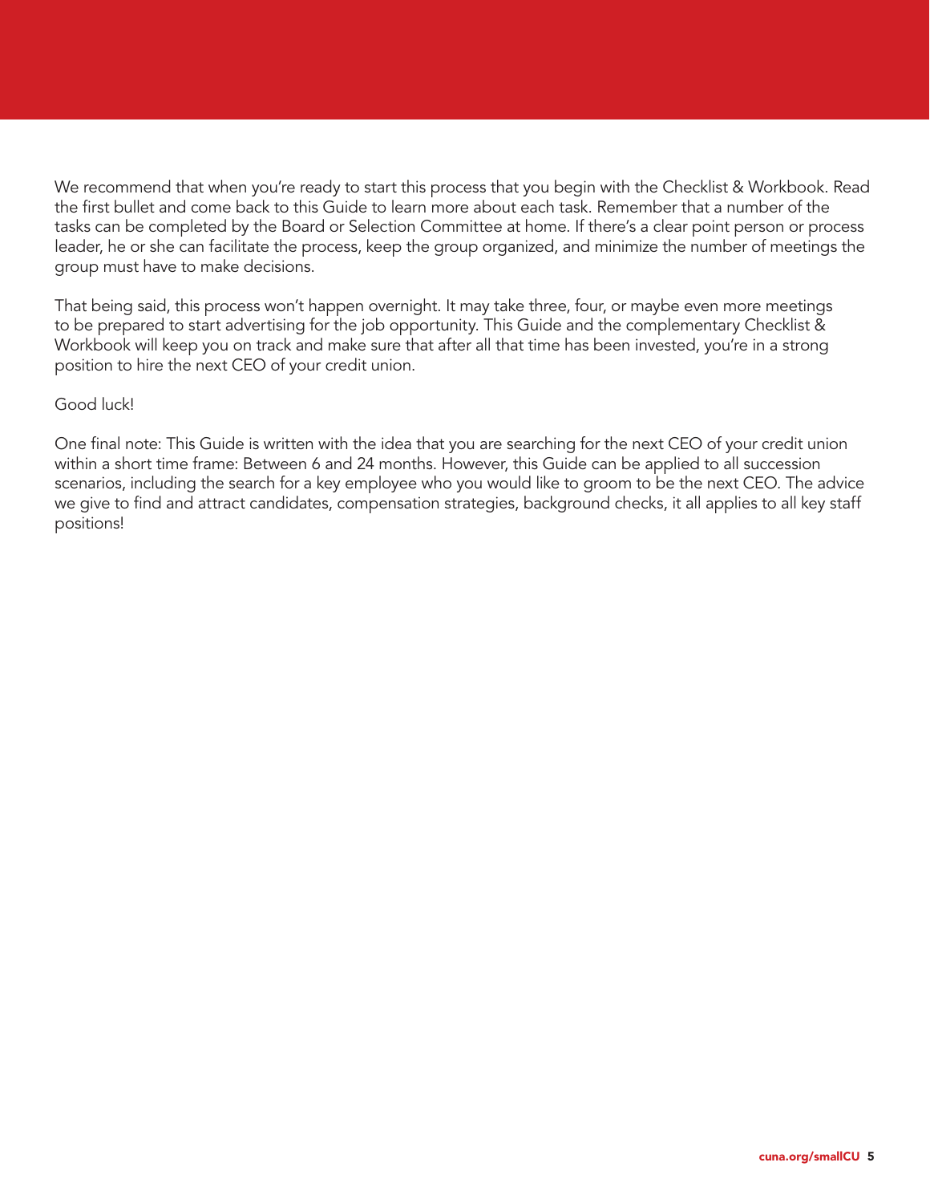We recommend that when you're ready to start this process that you begin with the Checklist & Workbook. Read the first bullet and come back to this Guide to learn more about each task. Remember that a number of the tasks can be completed by the Board or Selection Committee at home. If there's a clear point person or process leader, he or she can facilitate the process, keep the group organized, and minimize the number of meetings the group must have to make decisions.

That being said, this process won't happen overnight. It may take three, four, or maybe even more meetings to be prepared to start advertising for the job opportunity. This Guide and the complementary Checklist & Workbook will keep you on track and make sure that after all that time has been invested, you're in a strong position to hire the next CEO of your credit union.

Good luck!

One final note: This Guide is written with the idea that you are searching for the next CEO of your credit union within a short time frame: Between 6 and 24 months. However, this Guide can be applied to all succession scenarios, including the search for a key employee who you would like to groom to be the next CEO. The advice we give to find and attract candidates, compensation strategies, background checks, it all applies to all key staff positions!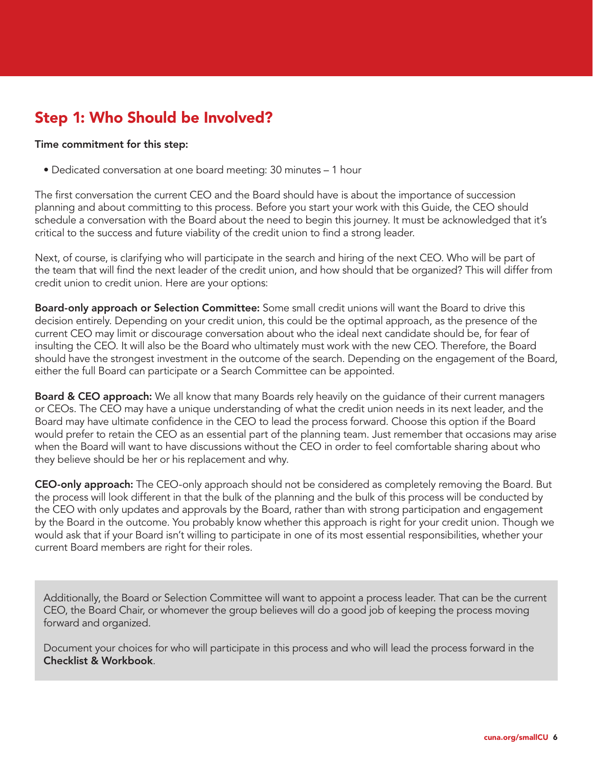## Step 1: Who Should be Involved?

**Time commitment for this step:**

- Dedicated conversation at one board meeting: 30 minutes – 1 hour

The first conversation the current CEO and the Board should have is about the importance of succession planning and about committing to this process. Before you start your work with this Guide, the CEO should schedule a conversation with the Board about the need to begin this journey. It must be acknowledged that it's critical to the success and future viability of the credit union to find a strong leader.

Next, of course, is clarifying who will participate in the search and hiring of the next CEO. Who will be part of the team that will find the next leader of the credit union, and how should that be organized? This will differ from credit union to credit union. Here are your options:

**Board-only approach or Selection Committee:** Some small credit unions will want the Board to drive this decision entirely. Depending on your credit union, this could be the optimal approach, as the presence of the current CEO may limit or discourage conversation about who the ideal next candidate should be, for fear of insulting the CEO. It will also be the Board who ultimately must work with the new CEO. Therefore, the Board should have the strongest investment in the outcome of the search. Depending on the engagement of the Board, either the full Board can participate or a Search Committee can be appointed.

**Board & CEO approach:** We all know that many Boards rely heavily on the guidance of their current managers or CEOs. The CEO may have a unique understanding of what the credit union needs in its next leader, and the Board may have ultimate confidence in the CEO to lead the process forward. Choose this option if the Board would prefer to retain the CEO as an essential part of the planning team. Just remember that occasions may arise when the Board will want to have discussions without the CEO in order to feel comfortable sharing about who they believe should be her or his replacement and why.

**CEO-only approach:** The CEO-only approach should not be considered as completely removing the Board. But the process will look different in that the bulk of the planning and the bulk of this process will be conducted by the CEO with only updates and approvals by the Board, rather than with strong participation and engagement by the Board in the outcome. You probably know whether this approach is right for your credit union. Though we would ask that if your Board isn't willing to participate in one of its most essential responsibilities, whether your current Board members are right for their roles.

Additionally, the Board or Selection Committee will want to appoint a process leader. That can be the current CEO, the Board Chair, or whomever the group believes will do a good job of keeping the process moving forward and organized.

Document your choices for who will participate in this process and who will lead the process forward in the **Checklist & Workbook**.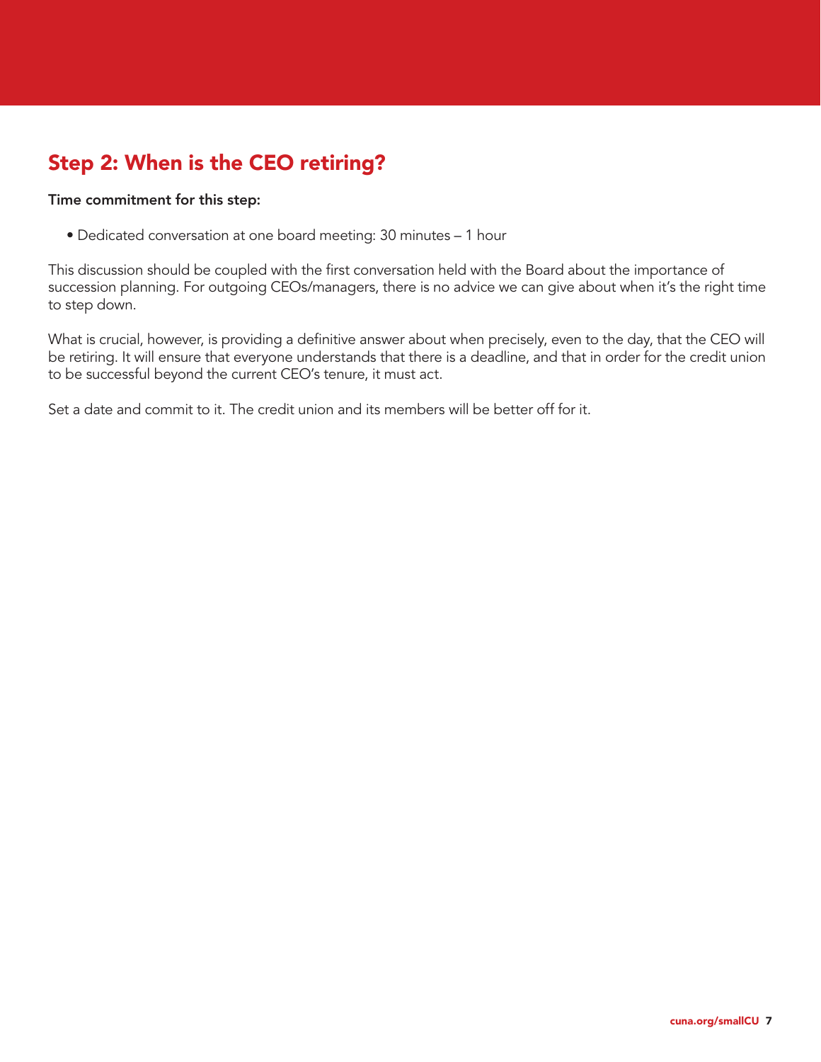## Step 2: When is the CEO retiring?

**Time commitment for this step:**

- Dedicated conversation at one board meeting: 30 minutes – 1 hour

This discussion should be coupled with the first conversation held with the Board about the importance of succession planning. For outgoing CEOs/managers, there is no advice we can give about when it's the right time to step down.

What is crucial, however, is providing a definitive answer about when precisely, even to the day, that the CEO will be retiring. It will ensure that everyone understands that there is a deadline, and that in order for the credit union to be successful beyond the current CEO's tenure, it must act.

Set a date and commit to it. The credit union and its members will be better off for it.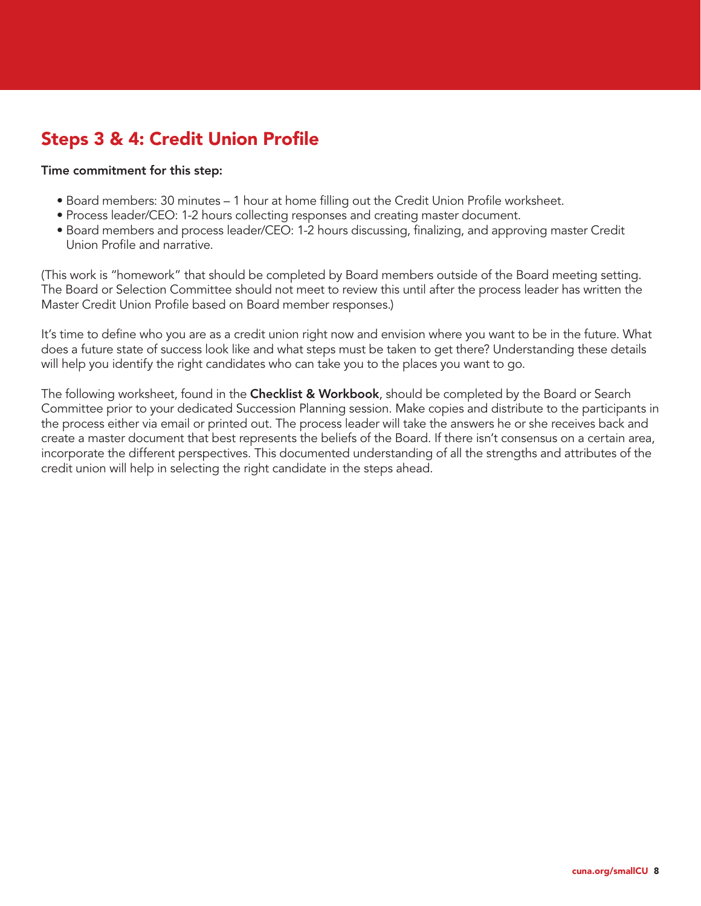## Steps 3 & 4: Credit Union Profile

**Time commitment for this step:**

- Board members: 30 minutes – 1 hour at home filling out the Credit Union Profile worksheet.
- Process leader/CEO: 1-2 hours collecting responses and creating master document.
- Board members and process leader/CEO: 1-2 hours discussing, finalizing, and approving master Credit Union Profile and narrative.

(This work is "homework" that should be completed by Board members outside of the Board meeting setting. The Board or Selection Committee should not meet to review this until after the process leader has written the Master Credit Union Profile based on Board member responses.)

It's time to define who you are as a credit union right now and envision where you want to be in the future. What does a future state of success look like and what steps must be taken to get there? Understanding these details will help you identify the right candidates who can take you to the places you want to go.

The following worksheet, found in the **Checklist & Workbook**, should be completed by the Board or Search Committee prior to your dedicated Succession Planning session. Make copies and distribute to the participants in the process either via email or printed out. The process leader will take the answers he or she receives back and create a master document that best represents the beliefs of the Board. If there isn't consensus on a certain area, incorporate the different perspectives. This documented understanding of all the strengths and attributes of the credit union will help in selecting the right candidate in the steps ahead.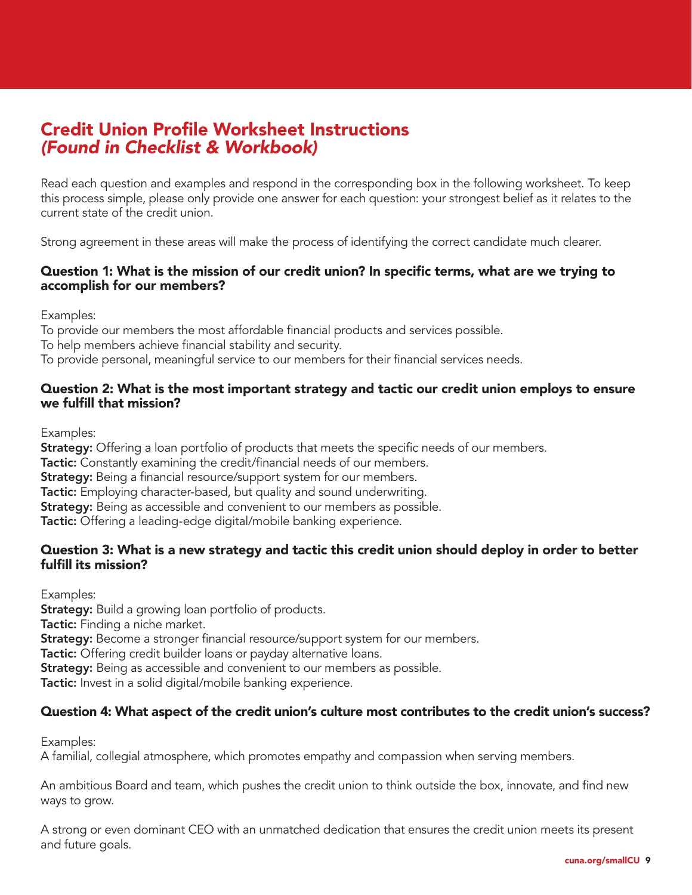# Credit Union Profile Worksheet Instructions
# *(Found in Checklist & Workbook)*

Read each question and examples and respond in the corresponding box in the following worksheet. To keep this process simple, please only provide one answer for each question: your strongest belief as it relates to the current state of the credit union.

Strong agreement in these areas will make the process of identifying the correct candidate much clearer.

### Question 1: What is the mission of our credit union? In specific terms, what are we trying to accomplish for our members?

Examples:
To provide our members the most affordable financial products and services possible.
To help members achieve financial stability and security.
To provide personal, meaningful service to our members for their financial services needs.

### Question 2: What is the most important strategy and tactic our credit union employs to ensure we fulfill that mission?

Examples:
**Strategy:** Offering a loan portfolio of products that meets the specific needs of our members.
**Tactic:** Constantly examining the credit/financial needs of our members.
**Strategy:** Being a financial resource/support system for our members.
**Tactic:** Employing character-based, but quality and sound underwriting.
**Strategy:** Being as accessible and convenient to our members as possible.
**Tactic:** Offering a leading-edge digital/mobile banking experience.

### Question 3: What is a new strategy and tactic this credit union should deploy in order to better fulfill its mission?

Examples:
**Strategy:** Build a growing loan portfolio of products.
**Tactic:** Finding a niche market.
**Strategy:** Become a stronger financial resource/support system for our members.
**Tactic:** Offering credit builder loans or payday alternative loans.
**Strategy:** Being as accessible and convenient to our members as possible.
**Tactic:** Invest in a solid digital/mobile banking experience.

### Question 4: What aspect of the credit union's culture most contributes to the credit union's success?

Examples:
A familial, collegial atmosphere, which promotes empathy and compassion when serving members.

An ambitious Board and team, which pushes the credit union to think outside the box, innovate, and find new ways to grow.

A strong or even dominant CEO with an unmatched dedication that ensures the credit union meets its present and future goals.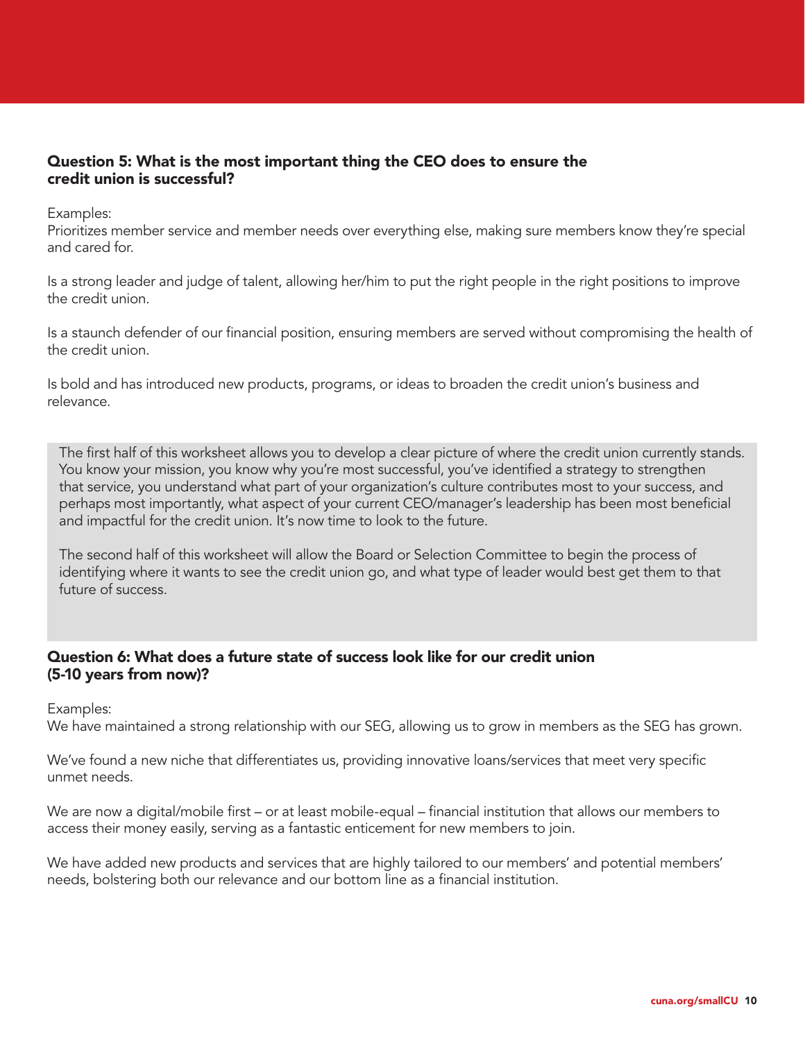### Question 5: What is the most important thing the CEO does to ensure the credit union is successful?

Examples:
Prioritizes member service and member needs over everything else, making sure members know they're special and cared for.

Is a strong leader and judge of talent, allowing her/him to put the right people in the right positions to improve the credit union.

Is a staunch defender of our financial position, ensuring members are served without compromising the health of the credit union.

Is bold and has introduced new products, programs, or ideas to broaden the credit union's business and relevance.

> The first half of this worksheet allows you to develop a clear picture of where the credit union currently stands. You know your mission, you know why you're most successful, you've identified a strategy to strengthen that service, you understand what part of your organization's culture contributes most to your success, and perhaps most importantly, what aspect of your current CEO/manager's leadership has been most beneficial and impactful for the credit union. It's now time to look to the future.
>
> The second half of this worksheet will allow the Board or Selection Committee to begin the process of identifying where it wants to see the credit union go, and what type of leader would best get them to that future of success.

### Question 6: What does a future state of success look like for our credit union (5-10 years from now)?

Examples:
We have maintained a strong relationship with our SEG, allowing us to grow in members as the SEG has grown.

We've found a new niche that differentiates us, providing innovative loans/services that meet very specific unmet needs.

We are now a digital/mobile first – or at least mobile-equal – financial institution that allows our members to access their money easily, serving as a fantastic enticement for new members to join.

We have added new products and services that are highly tailored to our members' and potential members' needs, bolstering both our relevance and our bottom line as a financial institution.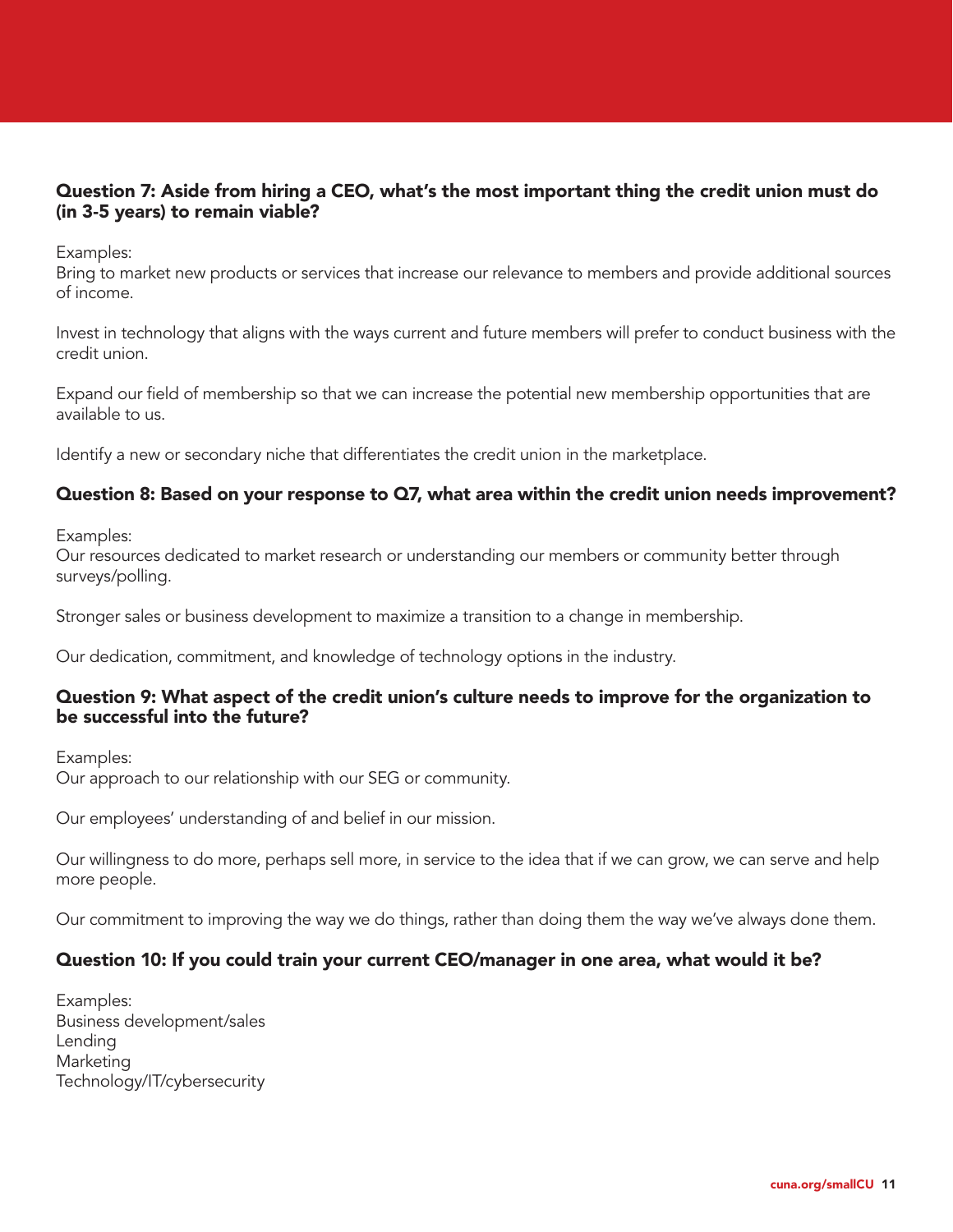### Question 7: Aside from hiring a CEO, what's the most important thing the credit union must do (in 3-5 years) to remain viable?

Examples:
Bring to market new products or services that increase our relevance to members and provide additional sources of income.

Invest in technology that aligns with the ways current and future members will prefer to conduct business with the credit union.

Expand our field of membership so that we can increase the potential new membership opportunities that are available to us.

Identify a new or secondary niche that differentiates the credit union in the marketplace.

### Question 8: Based on your response to Q7, what area within the credit union needs improvement?

Examples:
Our resources dedicated to market research or understanding our members or community better through surveys/polling.

Stronger sales or business development to maximize a transition to a change in membership.

Our dedication, commitment, and knowledge of technology options in the industry.

### Question 9: What aspect of the credit union's culture needs to improve for the organization to be successful into the future?

Examples:
Our approach to our relationship with our SEG or community.

Our employees' understanding of and belief in our mission.

Our willingness to do more, perhaps sell more, in service to the idea that if we can grow, we can serve and help more people.

Our commitment to improving the way we do things, rather than doing them the way we've always done them.

### Question 10: If you could train your current CEO/manager in one area, what would it be?

Examples:
Business development/sales
Lending
Marketing
Technology/IT/cybersecurity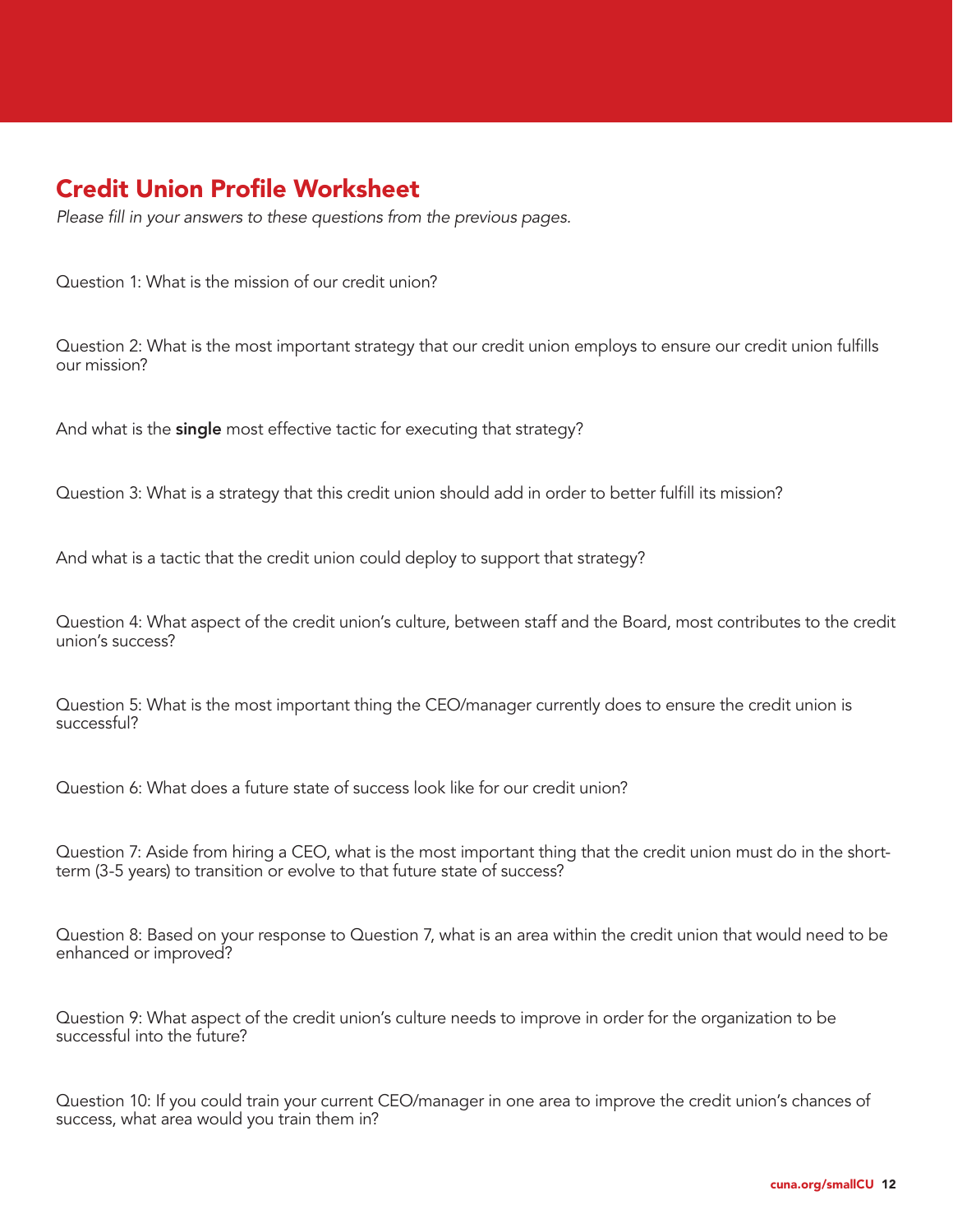## Credit Union Profile Worksheet

*Please fill in your answers to these questions from the previous pages.*

Question 1: What is the mission of our credit union?

Question 2: What is the most important strategy that our credit union employs to ensure our credit union fulfills our mission?

And what is the **single** most effective tactic for executing that strategy?

Question 3: What is a strategy that this credit union should add in order to better fulfill its mission?

And what is a tactic that the credit union could deploy to support that strategy?

Question 4: What aspect of the credit union's culture, between staff and the Board, most contributes to the credit union's success?

Question 5: What is the most important thing the CEO/manager currently does to ensure the credit union is successful?

Question 6: What does a future state of success look like for our credit union?

Question 7: Aside from hiring a CEO, what is the most important thing that the credit union must do in the short-term (3-5 years) to transition or evolve to that future state of success?

Question 8: Based on your response to Question 7, what is an area within the credit union that would need to be enhanced or improved?

Question 9: What aspect of the credit union's culture needs to improve in order for the organization to be successful into the future?

Question 10: If you could train your current CEO/manager in one area to improve the credit union's chances of success, what area would you train them in?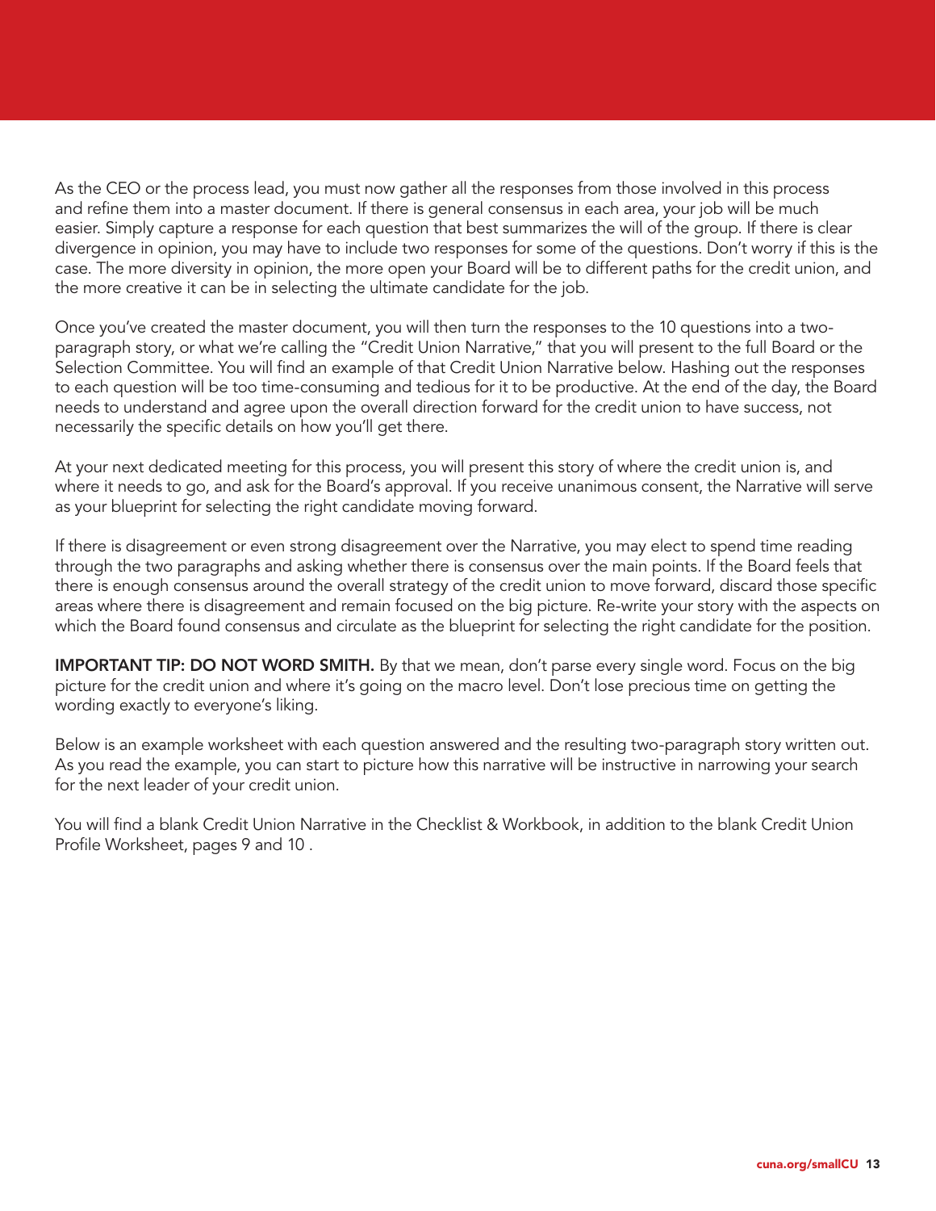As the CEO or the process lead, you must now gather all the responses from those involved in this process and refine them into a master document. If there is general consensus in each area, your job will be much easier. Simply capture a response for each question that best summarizes the will of the group. If there is clear divergence in opinion, you may have to include two responses for some of the questions. Don't worry if this is the case. The more diversity in opinion, the more open your Board will be to different paths for the credit union, and the more creative it can be in selecting the ultimate candidate for the job.

Once you've created the master document, you will then turn the responses to the 10 questions into a two-paragraph story, or what we're calling the "Credit Union Narrative," that you will present to the full Board or the Selection Committee. You will find an example of that Credit Union Narrative below. Hashing out the responses to each question will be too time-consuming and tedious for it to be productive. At the end of the day, the Board needs to understand and agree upon the overall direction forward for the credit union to have success, not necessarily the specific details on how you'll get there.

At your next dedicated meeting for this process, you will present this story of where the credit union is, and where it needs to go, and ask for the Board's approval. If you receive unanimous consent, the Narrative will serve as your blueprint for selecting the right candidate moving forward.

If there is disagreement or even strong disagreement over the Narrative, you may elect to spend time reading through the two paragraphs and asking whether there is consensus over the main points. If the Board feels that there is enough consensus around the overall strategy of the credit union to move forward, discard those specific areas where there is disagreement and remain focused on the big picture. Re-write your story with the aspects on which the Board found consensus and circulate as the blueprint for selecting the right candidate for the position.

**IMPORTANT TIP: DO NOT WORD SMITH.** By that we mean, don't parse every single word. Focus on the big picture for the credit union and where it's going on the macro level. Don't lose precious time on getting the wording exactly to everyone's liking.

Below is an example worksheet with each question answered and the resulting two-paragraph story written out. As you read the example, you can start to picture how this narrative will be instructive in narrowing your search for the next leader of your credit union.

You will find a blank Credit Union Narrative in the Checklist & Workbook, in addition to the blank Credit Union Profile Worksheet, pages 9 and 10 .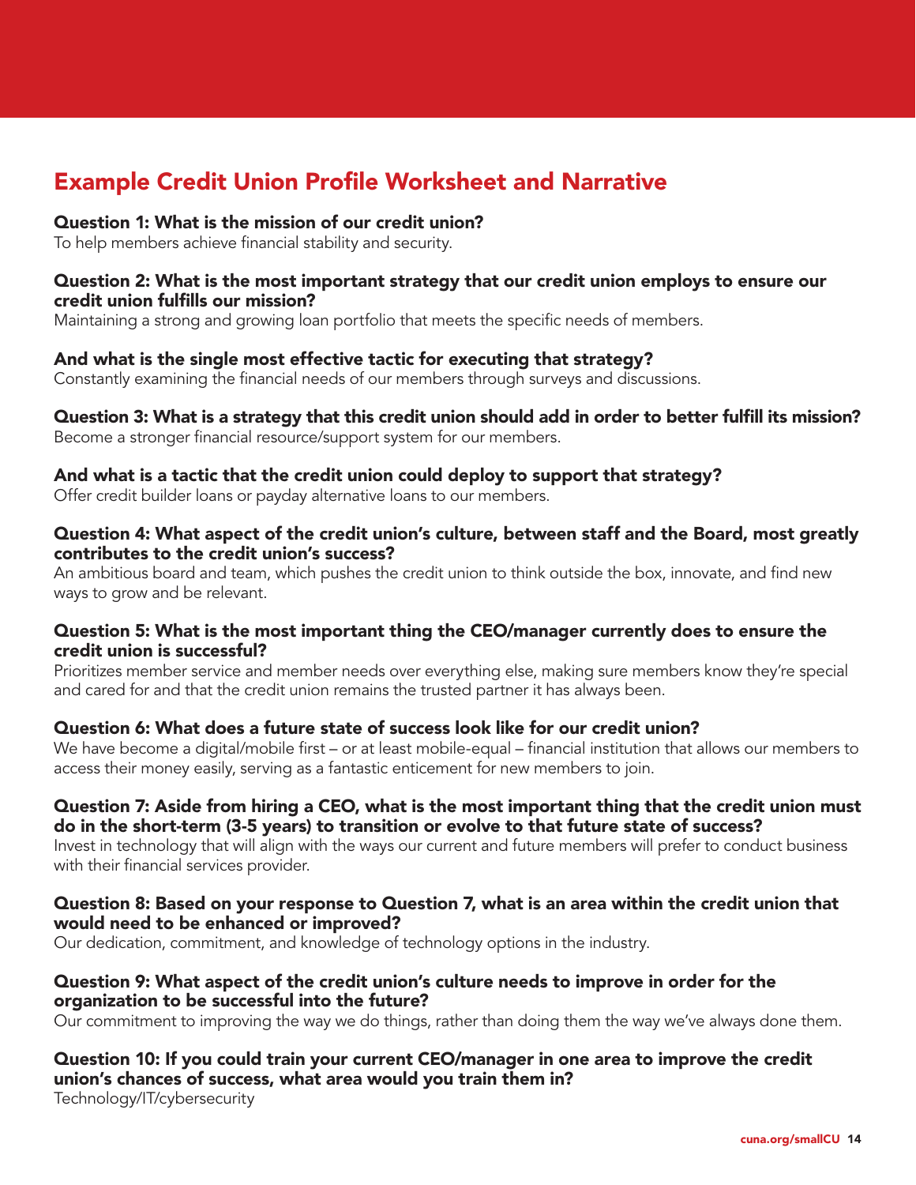# Example Credit Union Profile Worksheet and Narrative

**Question 1: What is the mission of our credit union?**
To help members achieve financial stability and security.

**Question 2: What is the most important strategy that our credit union employs to ensure our credit union fulfills our mission?**
Maintaining a strong and growing loan portfolio that meets the specific needs of members.

**And what is the single most effective tactic for executing that strategy?**
Constantly examining the financial needs of our members through surveys and discussions.

**Question 3: What is a strategy that this credit union should add in order to better fulfill its mission?**
Become a stronger financial resource/support system for our members.

**And what is a tactic that the credit union could deploy to support that strategy?**
Offer credit builder loans or payday alternative loans to our members.

**Question 4: What aspect of the credit union's culture, between staff and the Board, most greatly contributes to the credit union's success?**
An ambitious board and team, which pushes the credit union to think outside the box, innovate, and find new ways to grow and be relevant.

**Question 5: What is the most important thing the CEO/manager currently does to ensure the credit union is successful?**
Prioritizes member service and member needs over everything else, making sure members know they're special and cared for and that the credit union remains the trusted partner it has always been.

**Question 6: What does a future state of success look like for our credit union?**
We have become a digital/mobile first – or at least mobile-equal – financial institution that allows our members to access their money easily, serving as a fantastic enticement for new members to join.

**Question 7: Aside from hiring a CEO, what is the most important thing that the credit union must do in the short-term (3-5 years) to transition or evolve to that future state of success?**
Invest in technology that will align with the ways our current and future members will prefer to conduct business with their financial services provider.

**Question 8: Based on your response to Question 7, what is an area within the credit union that would need to be enhanced or improved?**
Our dedication, commitment, and knowledge of technology options in the industry.

**Question 9: What aspect of the credit union's culture needs to improve in order for the organization to be successful into the future?**
Our commitment to improving the way we do things, rather than doing them the way we've always done them.

**Question 10: If you could train your current CEO/manager in one area to improve the credit union's chances of success, what area would you train them in?**
Technology/IT/cybersecurity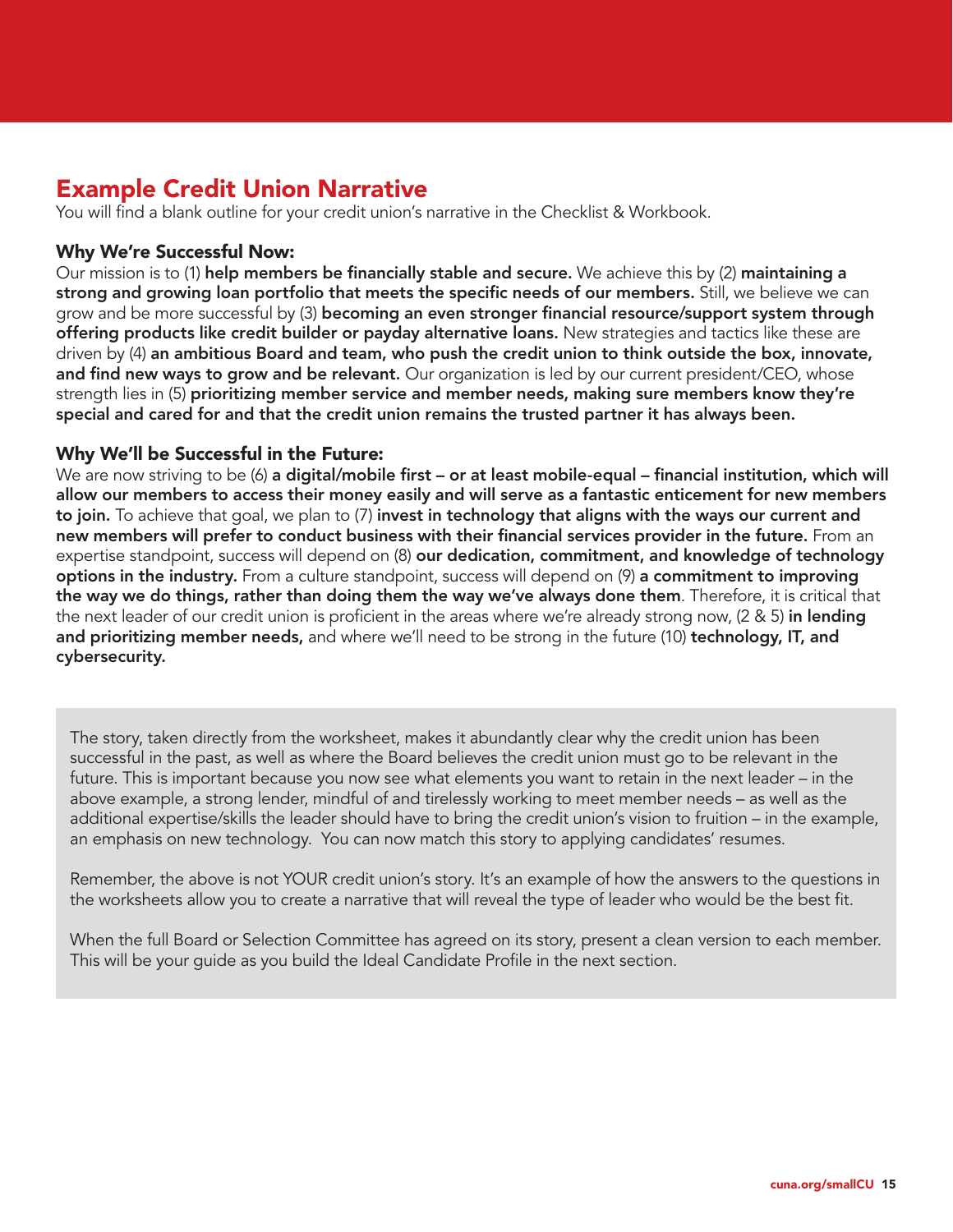## Example Credit Union Narrative

You will find a blank outline for your credit union's narrative in the Checklist & Workbook.

### Why We're Successful Now:

Our mission is to (1) **help members be financially stable and secure.** We achieve this by (2) **maintaining a strong and growing loan portfolio that meets the specific needs of our members.** Still, we believe we can grow and be more successful by (3) **becoming an even stronger financial resource/support system through offering products like credit builder or payday alternative loans.** New strategies and tactics like these are driven by (4) **an ambitious Board and team, who push the credit union to think outside the box, innovate, and find new ways to grow and be relevant.** Our organization is led by our current president/CEO, whose strength lies in (5) **prioritizing member service and member needs, making sure members know they're special and cared for and that the credit union remains the trusted partner it has always been.**

### Why We'll be Successful in the Future:

We are now striving to be (6) **a digital/mobile first – or at least mobile-equal – financial institution, which will allow our members to access their money easily and will serve as a fantastic enticement for new members to join.** To achieve that goal, we plan to (7) **invest in technology that aligns with the ways our current and new members will prefer to conduct business with their financial services provider in the future.** From an expertise standpoint, success will depend on (8) **our dedication, commitment, and knowledge of technology options in the industry.** From a culture standpoint, success will depend on (9) **a commitment to improving the way we do things, rather than doing them the way we've always done them**. Therefore, it is critical that the next leader of our credit union is proficient in the areas where we're already strong now, (2 & 5) **in lending and prioritizing member needs,** and where we'll need to be strong in the future (10) **technology, IT, and cybersecurity.**

The story, taken directly from the worksheet, makes it abundantly clear why the credit union has been successful in the past, as well as where the Board believes the credit union must go to be relevant in the future. This is important because you now see what elements you want to retain in the next leader – in the above example, a strong lender, mindful of and tirelessly working to meet member needs – as well as the additional expertise/skills the leader should have to bring the credit union's vision to fruition – in the example, an emphasis on new technology. You can now match this story to applying candidates' resumes.

Remember, the above is not YOUR credit union's story. It's an example of how the answers to the questions in the worksheets allow you to create a narrative that will reveal the type of leader who would be the best fit.

When the full Board or Selection Committee has agreed on its story, present a clean version to each member. This will be your guide as you build the Ideal Candidate Profile in the next section.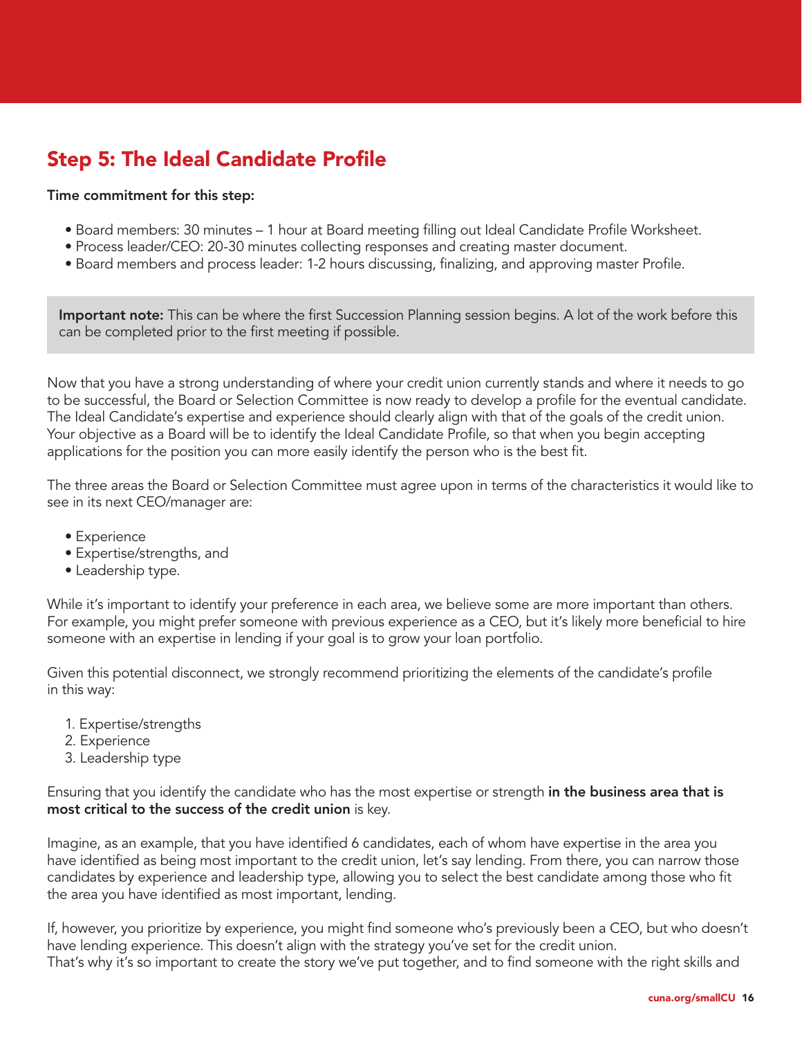## Step 5: The Ideal Candidate Profile

**Time commitment for this step:**

- Board members: 30 minutes – 1 hour at Board meeting filling out Ideal Candidate Profile Worksheet.
- Process leader/CEO: 20-30 minutes collecting responses and creating master document.
- Board members and process leader: 1-2 hours discussing, finalizing, and approving master Profile.

> **Important note:** This can be where the first Succession Planning session begins. A lot of the work before this can be completed prior to the first meeting if possible.

Now that you have a strong understanding of where your credit union currently stands and where it needs to go to be successful, the Board or Selection Committee is now ready to develop a profile for the eventual candidate. The Ideal Candidate's expertise and experience should clearly align with that of the goals of the credit union. Your objective as a Board will be to identify the Ideal Candidate Profile, so that when you begin accepting applications for the position you can more easily identify the person who is the best fit.

The three areas the Board or Selection Committee must agree upon in terms of the characteristics it would like to see in its next CEO/manager are:

- Experience
- Expertise/strengths, and
- Leadership type.

While it's important to identify your preference in each area, we believe some are more important than others. For example, you might prefer someone with previous experience as a CEO, but it's likely more beneficial to hire someone with an expertise in lending if your goal is to grow your loan portfolio.

Given this potential disconnect, we strongly recommend prioritizing the elements of the candidate's profile in this way:

1. Expertise/strengths
2. Experience
3. Leadership type

Ensuring that you identify the candidate who has the most expertise or strength **in the business area that is most critical to the success of the credit union** is key.

Imagine, as an example, that you have identified 6 candidates, each of whom have expertise in the area you have identified as being most important to the credit union, let's say lending. From there, you can narrow those candidates by experience and leadership type, allowing you to select the best candidate among those who fit the area you have identified as most important, lending.

If, however, you prioritize by experience, you might find someone who's previously been a CEO, but who doesn't have lending experience. This doesn't align with the strategy you've set for the credit union.
That's why it's so important to create the story we've put together, and to find someone with the right skills and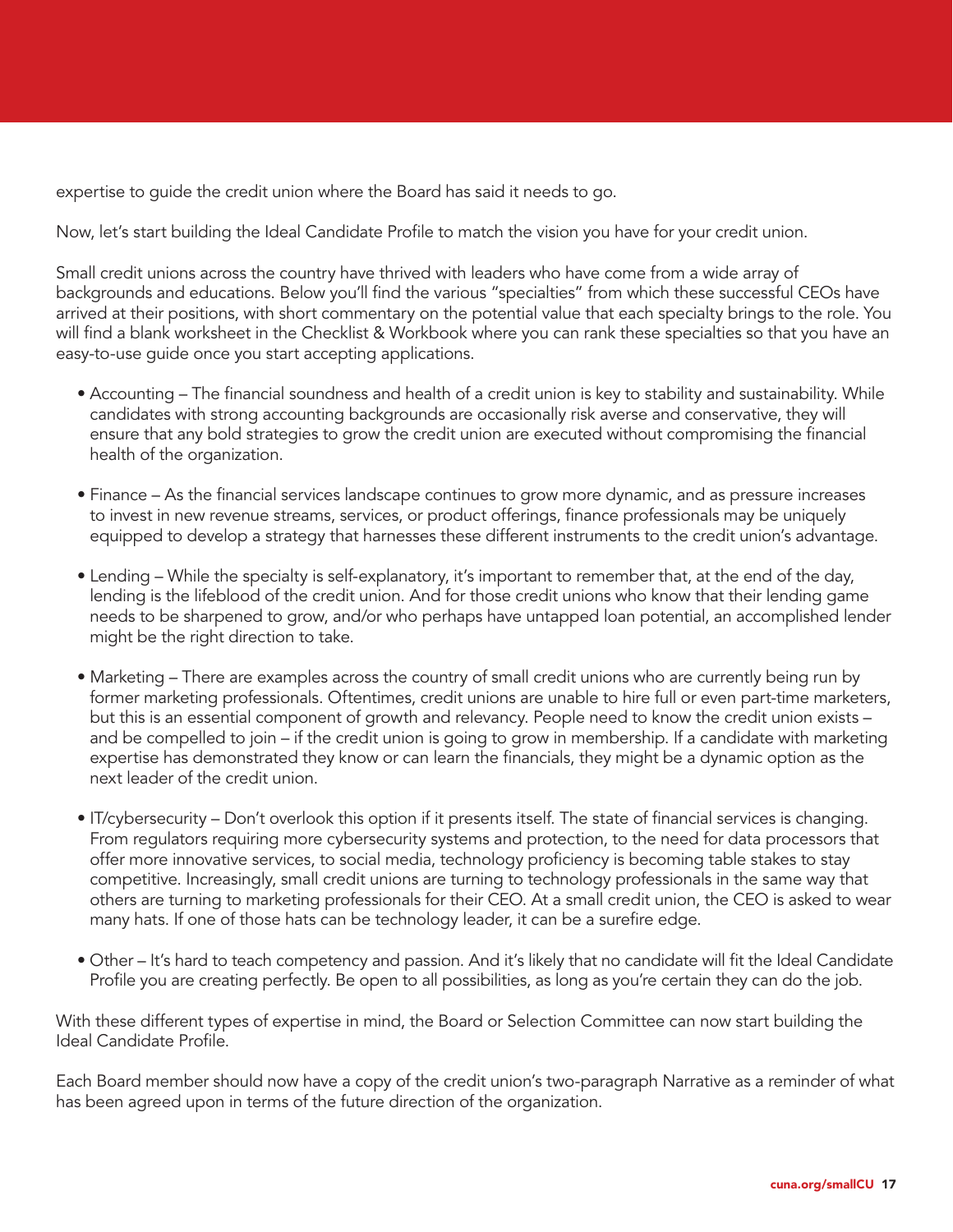expertise to guide the credit union where the Board has said it needs to go.

Now, let's start building the Ideal Candidate Profile to match the vision you have for your credit union.

Small credit unions across the country have thrived with leaders who have come from a wide array of backgrounds and educations. Below you'll find the various "specialties" from which these successful CEOs have arrived at their positions, with short commentary on the potential value that each specialty brings to the role. You will find a blank worksheet in the Checklist & Workbook where you can rank these specialties so that you have an easy-to-use guide once you start accepting applications.

- Accounting – The financial soundness and health of a credit union is key to stability and sustainability. While candidates with strong accounting backgrounds are occasionally risk averse and conservative, they will ensure that any bold strategies to grow the credit union are executed without compromising the financial health of the organization.

- Finance – As the financial services landscape continues to grow more dynamic, and as pressure increases to invest in new revenue streams, services, or product offerings, finance professionals may be uniquely equipped to develop a strategy that harnesses these different instruments to the credit union's advantage.

- Lending – While the specialty is self-explanatory, it's important to remember that, at the end of the day, lending is the lifeblood of the credit union. And for those credit unions who know that their lending game needs to be sharpened to grow, and/or who perhaps have untapped loan potential, an accomplished lender might be the right direction to take.

- Marketing – There are examples across the country of small credit unions who are currently being run by former marketing professionals. Oftentimes, credit unions are unable to hire full or even part-time marketers, but this is an essential component of growth and relevancy. People need to know the credit union exists – and be compelled to join – if the credit union is going to grow in membership. If a candidate with marketing expertise has demonstrated they know or can learn the financials, they might be a dynamic option as the next leader of the credit union.

- IT/cybersecurity – Don't overlook this option if it presents itself. The state of financial services is changing. From regulators requiring more cybersecurity systems and protection, to the need for data processors that offer more innovative services, to social media, technology proficiency is becoming table stakes to stay competitive. Increasingly, small credit unions are turning to technology professionals in the same way that others are turning to marketing professionals for their CEO. At a small credit union, the CEO is asked to wear many hats. If one of those hats can be technology leader, it can be a surefire edge.

- Other – It's hard to teach competency and passion. And it's likely that no candidate will fit the Ideal Candidate Profile you are creating perfectly. Be open to all possibilities, as long as you're certain they can do the job.

With these different types of expertise in mind, the Board or Selection Committee can now start building the Ideal Candidate Profile.

Each Board member should now have a copy of the credit union's two-paragraph Narrative as a reminder of what has been agreed upon in terms of the future direction of the organization.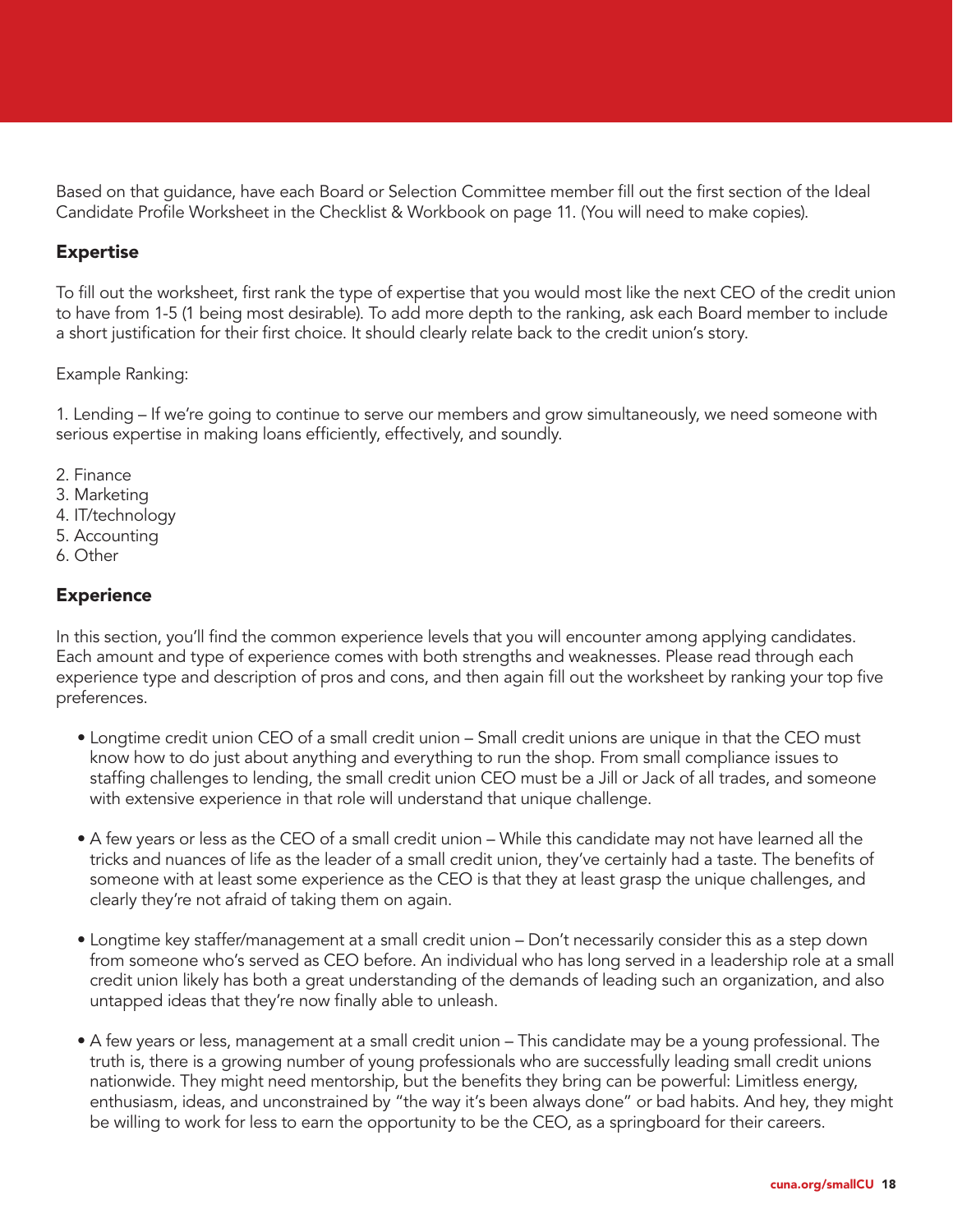Based on that guidance, have each Board or Selection Committee member fill out the first section of the Ideal Candidate Profile Worksheet in the Checklist & Workbook on page 11. (You will need to make copies).

### Expertise

To fill out the worksheet, first rank the type of expertise that you would most like the next CEO of the credit union to have from 1-5 (1 being most desirable). To add more depth to the ranking, ask each Board member to include a short justification for their first choice. It should clearly relate back to the credit union's story.

Example Ranking:

1. Lending – If we're going to continue to serve our members and grow simultaneously, we need someone with serious expertise in making loans efficiently, effectively, and soundly.
2. Finance
3. Marketing
4. IT/technology
5. Accounting
6. Other

### Experience

In this section, you'll find the common experience levels that you will encounter among applying candidates. Each amount and type of experience comes with both strengths and weaknesses. Please read through each experience type and description of pros and cons, and then again fill out the worksheet by ranking your top five preferences.

- Longtime credit union CEO of a small credit union – Small credit unions are unique in that the CEO must know how to do just about anything and everything to run the shop. From small compliance issues to staffing challenges to lending, the small credit union CEO must be a Jill or Jack of all trades, and someone with extensive experience in that role will understand that unique challenge.

- A few years or less as the CEO of a small credit union – While this candidate may not have learned all the tricks and nuances of life as the leader of a small credit union, they've certainly had a taste. The benefits of someone with at least some experience as the CEO is that they at least grasp the unique challenges, and clearly they're not afraid of taking them on again.

- Longtime key staffer/management at a small credit union – Don't necessarily consider this as a step down from someone who's served as CEO before. An individual who has long served in a leadership role at a small credit union likely has both a great understanding of the demands of leading such an organization, and also untapped ideas that they're now finally able to unleash.

- A few years or less, management at a small credit union – This candidate may be a young professional. The truth is, there is a growing number of young professionals who are successfully leading small credit unions nationwide. They might need mentorship, but the benefits they bring can be powerful: Limitless energy, enthusiasm, ideas, and unconstrained by "the way it's been always done" or bad habits. And hey, they might be willing to work for less to earn the opportunity to be the CEO, as a springboard for their careers.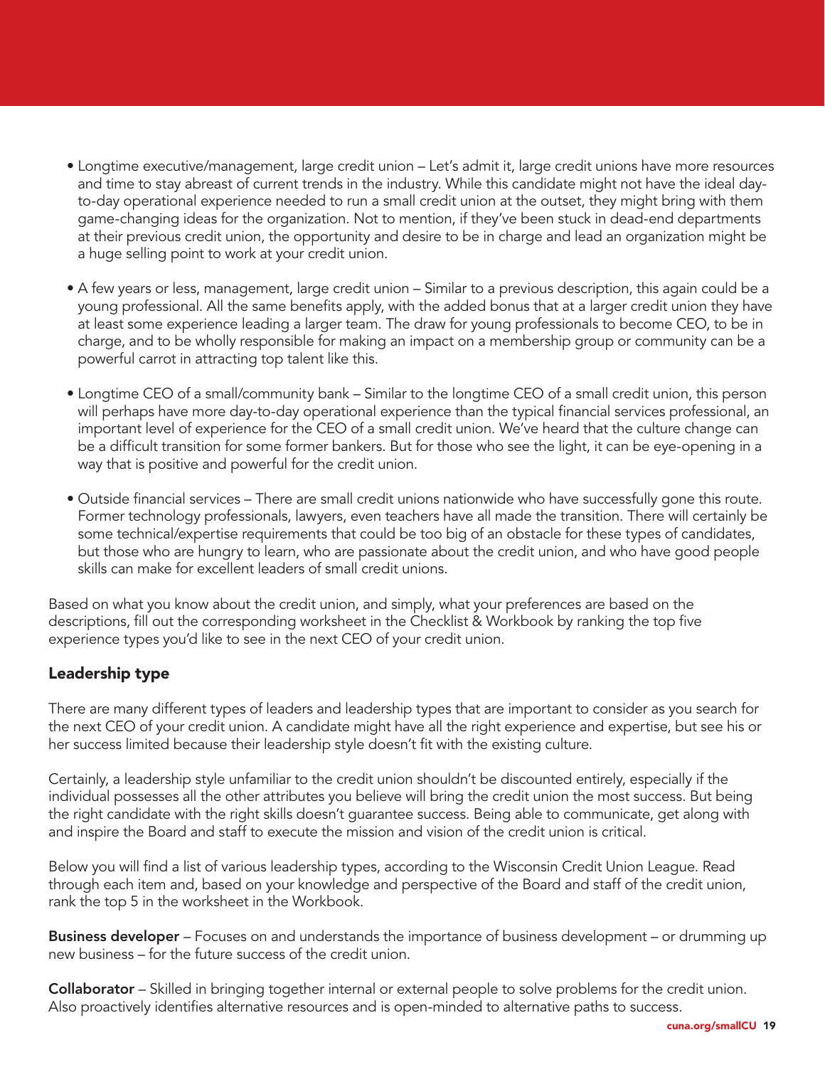- Longtime executive/management, large credit union – Let's admit it, large credit unions have more resources and time to stay abreast of current trends in the industry. While this candidate might not have the ideal day-to-day operational experience needed to run a small credit union at the outset, they might bring with them game-changing ideas for the organization. Not to mention, if they've been stuck in dead-end departments at their previous credit union, the opportunity and desire to be in charge and lead an organization might be a huge selling point to work at your credit union.

- A few years or less, management, large credit union – Similar to a previous description, this again could be a young professional. All the same benefits apply, with the added bonus that at a larger credit union they have at least some experience leading a larger team. The draw for young professionals to become CEO, to be in charge, and to be wholly responsible for making an impact on a membership group or community can be a powerful carrot in attracting top talent like this.

- Longtime CEO of a small/community bank – Similar to the longtime CEO of a small credit union, this person will perhaps have more day-to-day operational experience than the typical financial services professional, an important level of experience for the CEO of a small credit union. We've heard that the culture change can be a difficult transition for some former bankers. But for those who see the light, it can be eye-opening in a way that is positive and powerful for the credit union.

- Outside financial services – There are small credit unions nationwide who have successfully gone this route. Former technology professionals, lawyers, even teachers have all made the transition. There will certainly be some technical/expertise requirements that could be too big of an obstacle for these types of candidates, but those who are hungry to learn, who are passionate about the credit union, and who have good people skills can make for excellent leaders of small credit unions.

Based on what you know about the credit union, and simply, what your preferences are based on the descriptions, fill out the corresponding worksheet in the Checklist & Workbook by ranking the top five experience types you'd like to see in the next CEO of your credit union.

### Leadership type

There are many different types of leaders and leadership types that are important to consider as you search for the next CEO of your credit union. A candidate might have all the right experience and expertise, but see his or her success limited because their leadership style doesn't fit with the existing culture.

Certainly, a leadership style unfamiliar to the credit union shouldn't be discounted entirely, especially if the individual possesses all the other attributes you believe will bring the credit union the most success. But being the right candidate with the right skills doesn't guarantee success. Being able to communicate, get along with and inspire the Board and staff to execute the mission and vision of the credit union is critical.

Below you will find a list of various leadership types, according to the Wisconsin Credit Union League. Read through each item and, based on your knowledge and perspective of the Board and staff of the credit union, rank the top 5 in the worksheet in the Workbook.

**Business developer** – Focuses on and understands the importance of business development – or drumming up new business – for the future success of the credit union.

**Collaborator** – Skilled in bringing together internal or external people to solve problems for the credit union. Also proactively identifies alternative resources and is open-minded to alternative paths to success.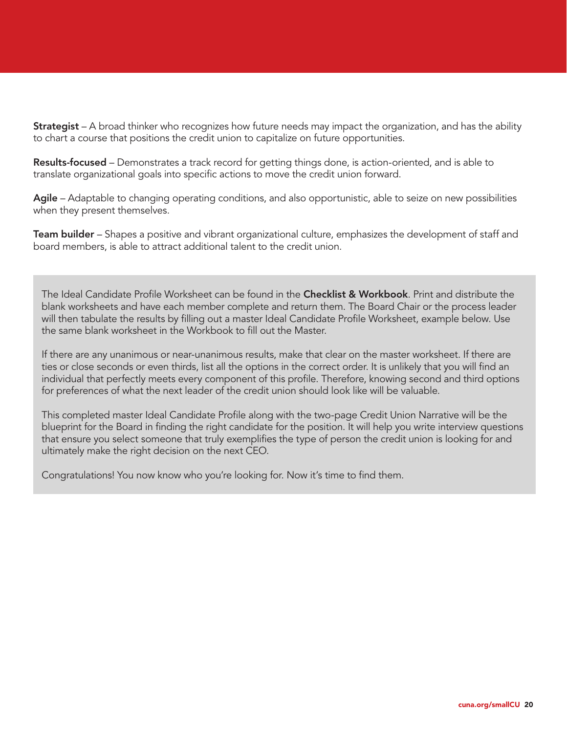**Strategist** – A broad thinker who recognizes how future needs may impact the organization, and has the ability to chart a course that positions the credit union to capitalize on future opportunities.

**Results-focused** – Demonstrates a track record for getting things done, is action-oriented, and is able to translate organizational goals into specific actions to move the credit union forward.

**Agile** – Adaptable to changing operating conditions, and also opportunistic, able to seize on new possibilities when they present themselves.

**Team builder** – Shapes a positive and vibrant organizational culture, emphasizes the development of staff and board members, is able to attract additional talent to the credit union.

The Ideal Candidate Profile Worksheet can be found in the **Checklist & Workbook**. Print and distribute the blank worksheets and have each member complete and return them. The Board Chair or the process leader will then tabulate the results by filling out a master Ideal Candidate Profile Worksheet, example below. Use the same blank worksheet in the Workbook to fill out the Master.

If there are any unanimous or near-unanimous results, make that clear on the master worksheet. If there are ties or close seconds or even thirds, list all the options in the correct order. It is unlikely that you will find an individual that perfectly meets every component of this profile. Therefore, knowing second and third options for preferences of what the next leader of the credit union should look like will be valuable.

This completed master Ideal Candidate Profile along with the two-page Credit Union Narrative will be the blueprint for the Board in finding the right candidate for the position. It will help you write interview questions that ensure you select someone that truly exemplifies the type of person the credit union is looking for and ultimately make the right decision on the next CEO.

Congratulations! You now know who you're looking for. Now it's time to find them.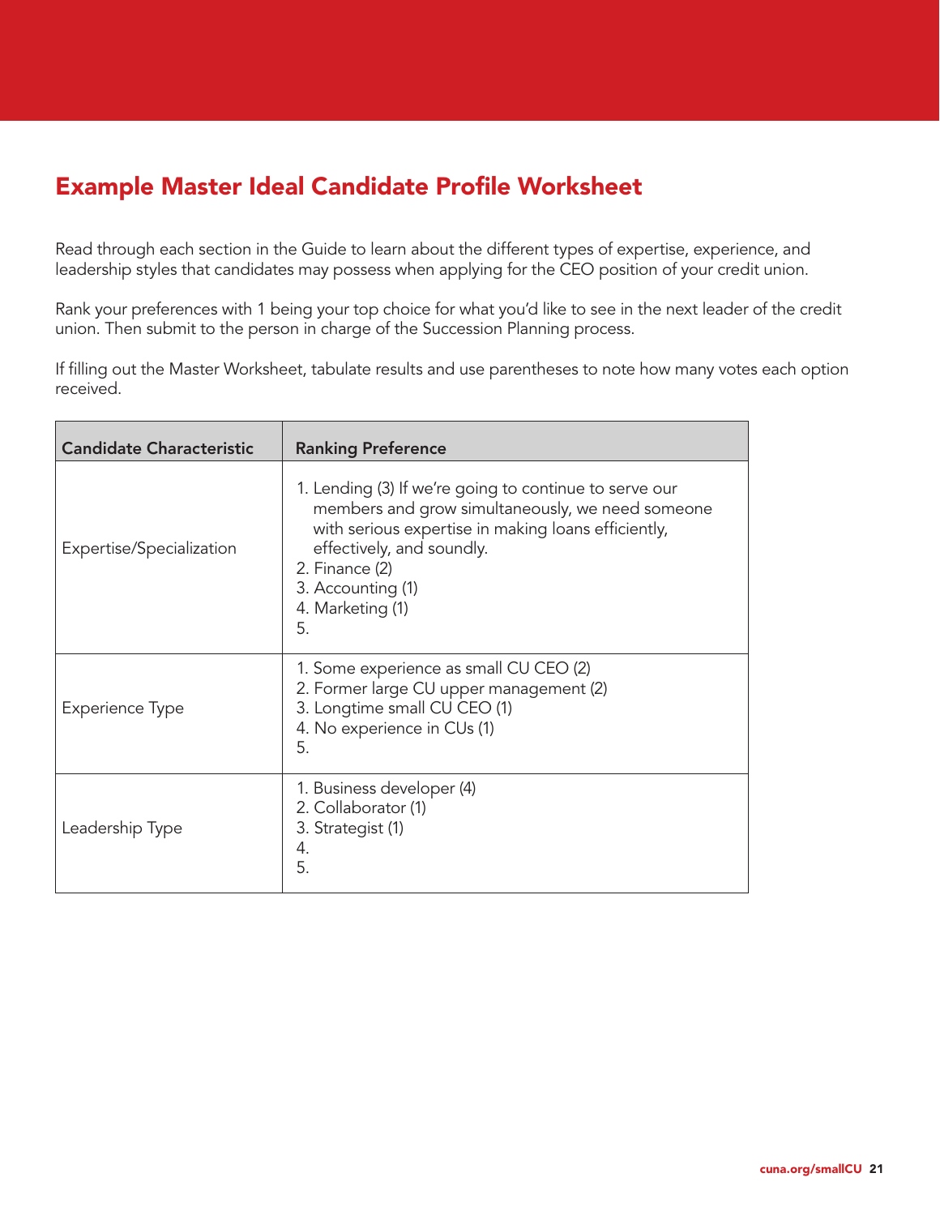## Example Master Ideal Candidate Profile Worksheet

Read through each section in the Guide to learn about the different types of expertise, experience, and leadership styles that candidates may possess when applying for the CEO position of your credit union.

Rank your preferences with 1 being your top choice for what you'd like to see in the next leader of the credit union. Then submit to the person in charge of the Succession Planning process.

If filling out the Master Worksheet, tabulate results and use parentheses to note how many votes each option received.

| Candidate Characteristic | Ranking Preference |
|---|---|
| Expertise/Specialization | 1. Lending (3) If we're going to continue to serve our members and grow simultaneously, we need someone with serious expertise in making loans efficiently, effectively, and soundly.<br>2. Finance (2)<br>3. Accounting (1)<br>4. Marketing (1)<br>5. |
| Experience Type | 1. Some experience as small CU CEO (2)<br>2. Former large CU upper management (2)<br>3. Longtime small CU CEO (1)<br>4. No experience in CUs (1)<br>5. |
| Leadership Type | 1. Business developer (4)<br>2. Collaborator (1)<br>3. Strategist (1)<br>4.<br>5. |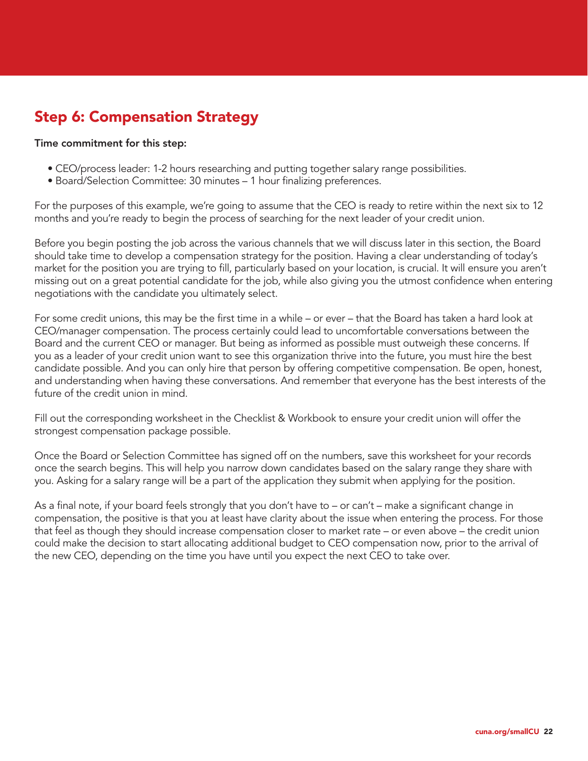## Step 6: Compensation Strategy

**Time commitment for this step:**

- CEO/process leader: 1-2 hours researching and putting together salary range possibilities.
- Board/Selection Committee: 30 minutes – 1 hour finalizing preferences.

For the purposes of this example, we're going to assume that the CEO is ready to retire within the next six to 12 months and you're ready to begin the process of searching for the next leader of your credit union.

Before you begin posting the job across the various channels that we will discuss later in this section, the Board should take time to develop a compensation strategy for the position. Having a clear understanding of today's market for the position you are trying to fill, particularly based on your location, is crucial. It will ensure you aren't missing out on a great potential candidate for the job, while also giving you the utmost confidence when entering negotiations with the candidate you ultimately select.

For some credit unions, this may be the first time in a while – or ever – that the Board has taken a hard look at CEO/manager compensation. The process certainly could lead to uncomfortable conversations between the Board and the current CEO or manager. But being as informed as possible must outweigh these concerns. If you as a leader of your credit union want to see this organization thrive into the future, you must hire the best candidate possible. And you can only hire that person by offering competitive compensation. Be open, honest, and understanding when having these conversations. And remember that everyone has the best interests of the future of the credit union in mind.

Fill out the corresponding worksheet in the Checklist & Workbook to ensure your credit union will offer the strongest compensation package possible.

Once the Board or Selection Committee has signed off on the numbers, save this worksheet for your records once the search begins. This will help you narrow down candidates based on the salary range they share with you. Asking for a salary range will be a part of the application they submit when applying for the position.

As a final note, if your board feels strongly that you don't have to – or can't – make a significant change in compensation, the positive is that you at least have clarity about the issue when entering the process. For those that feel as though they should increase compensation closer to market rate – or even above – the credit union could make the decision to start allocating additional budget to CEO compensation now, prior to the arrival of the new CEO, depending on the time you have until you expect the next CEO to take over.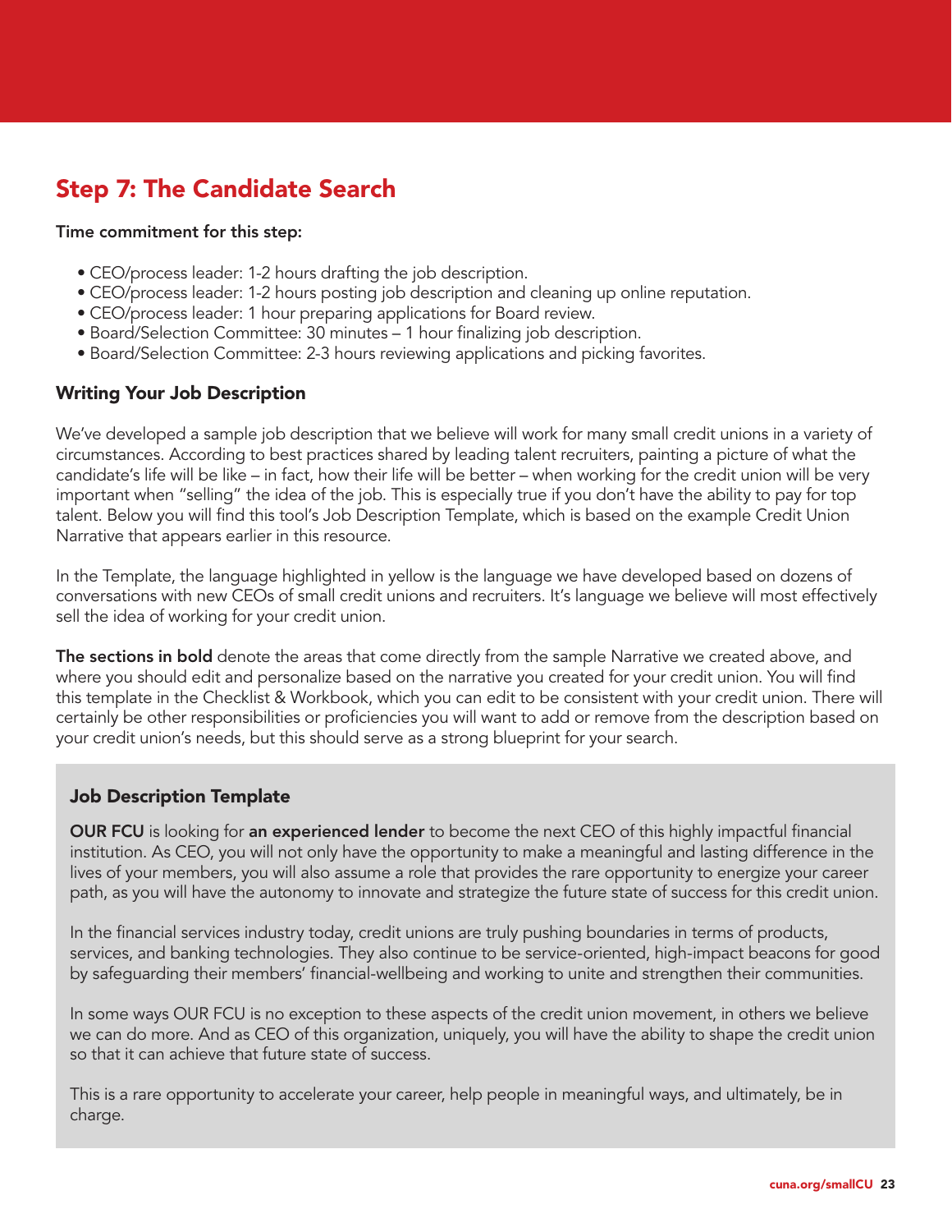## Step 7: The Candidate Search

**Time commitment for this step:**

- CEO/process leader: 1-2 hours drafting the job description.
- CEO/process leader: 1-2 hours posting job description and cleaning up online reputation.
- CEO/process leader: 1 hour preparing applications for Board review.
- Board/Selection Committee: 30 minutes – 1 hour finalizing job description.
- Board/Selection Committee: 2-3 hours reviewing applications and picking favorites.

### Writing Your Job Description

We've developed a sample job description that we believe will work for many small credit unions in a variety of circumstances. According to best practices shared by leading talent recruiters, painting a picture of what the candidate's life will be like – in fact, how their life will be better – when working for the credit union will be very important when "selling" the idea of the job. This is especially true if you don't have the ability to pay for top talent. Below you will find this tool's Job Description Template, which is based on the example Credit Union Narrative that appears earlier in this resource.

In the Template, the language highlighted in yellow is the language we have developed based on dozens of conversations with new CEOs of small credit unions and recruiters. It's language we believe will most effectively sell the idea of working for your credit union.

**The sections in bold** denote the areas that come directly from the sample Narrative we created above, and where you should edit and personalize based on the narrative you created for your credit union. You will find this template in the Checklist & Workbook, which you can edit to be consistent with your credit union. There will certainly be other responsibilities or proficiencies you will want to add or remove from the description based on your credit union's needs, but this should serve as a strong blueprint for your search.

#### Job Description Template

**OUR FCU** is looking for **an experienced lender** to become the next CEO of this highly impactful financial institution. As CEO, you will not only have the opportunity to make a meaningful and lasting difference in the lives of your members, you will also assume a role that provides the rare opportunity to energize your career path, as you will have the autonomy to innovate and strategize the future state of success for this credit union.

In the financial services industry today, credit unions are truly pushing boundaries in terms of products, services, and banking technologies. They also continue to be service-oriented, high-impact beacons for good by safeguarding their members' financial-wellbeing and working to unite and strengthen their communities.

In some ways OUR FCU is no exception to these aspects of the credit union movement, in others we believe we can do more. And as CEO of this organization, uniquely, you will have the ability to shape the credit union so that it can achieve that future state of success.

This is a rare opportunity to accelerate your career, help people in meaningful ways, and ultimately, be in charge.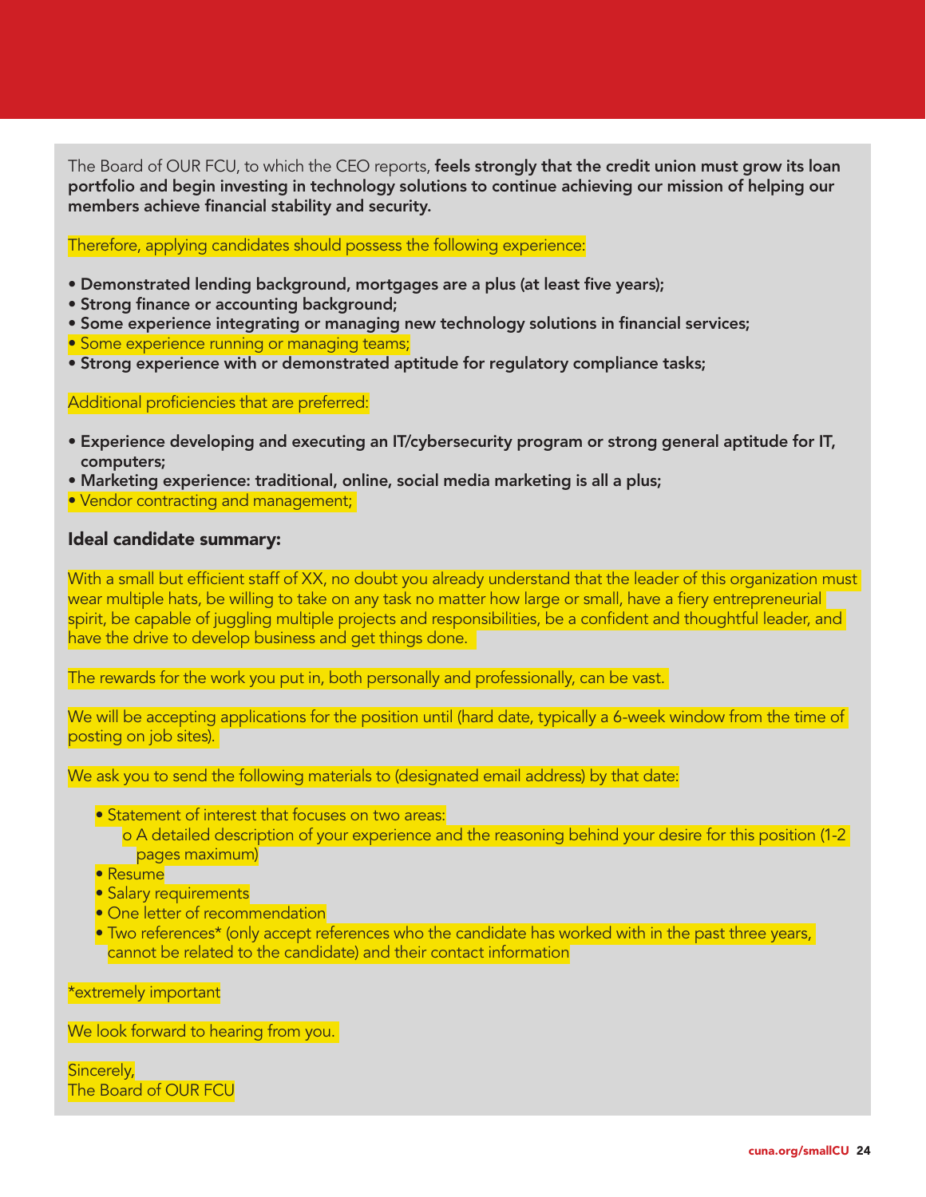The Board of OUR FCU, to which the CEO reports, **feels strongly that the credit union must grow its loan portfolio and begin investing in technology solutions to continue achieving our mission of helping our members achieve financial stability and security.**

Therefore, applying candidates should possess the following experience:

- **Demonstrated lending background, mortgages are a plus (at least five years);**
- **Strong finance or accounting background;**
- **Some experience integrating or managing new technology solutions in financial services;**
- Some experience running or managing teams;
- **Strong experience with or demonstrated aptitude for regulatory compliance tasks;**

Additional proficiencies that are preferred:

- **Experience developing and executing an IT/cybersecurity program or strong general aptitude for IT, computers;**
- **Marketing experience: traditional, online, social media marketing is all a plus;**
- Vendor contracting and management;

**Ideal candidate summary:**

With a small but efficient staff of XX, no doubt you already understand that the leader of this organization must wear multiple hats, be willing to take on any task no matter how large or small, have a fiery entrepreneurial spirit, be capable of juggling multiple projects and responsibilities, be a confident and thoughtful leader, and have the drive to develop business and get things done.

The rewards for the work you put in, both personally and professionally, can be vast.

We will be accepting applications for the position until (hard date, typically a 6-week window from the time of posting on job sites).

We ask you to send the following materials to (designated email address) by that date:

- Statement of interest that focuses on two areas:
  - A detailed description of your experience and the reasoning behind your desire for this position (1-2 pages maximum)
- Resume
- Salary requirements
- One letter of recommendation
- Two references* (only accept references who the candidate has worked with in the past three years, cannot be related to the candidate) and their contact information

*extremely important

We look forward to hearing from you.

Sincerely,
The Board of OUR FCU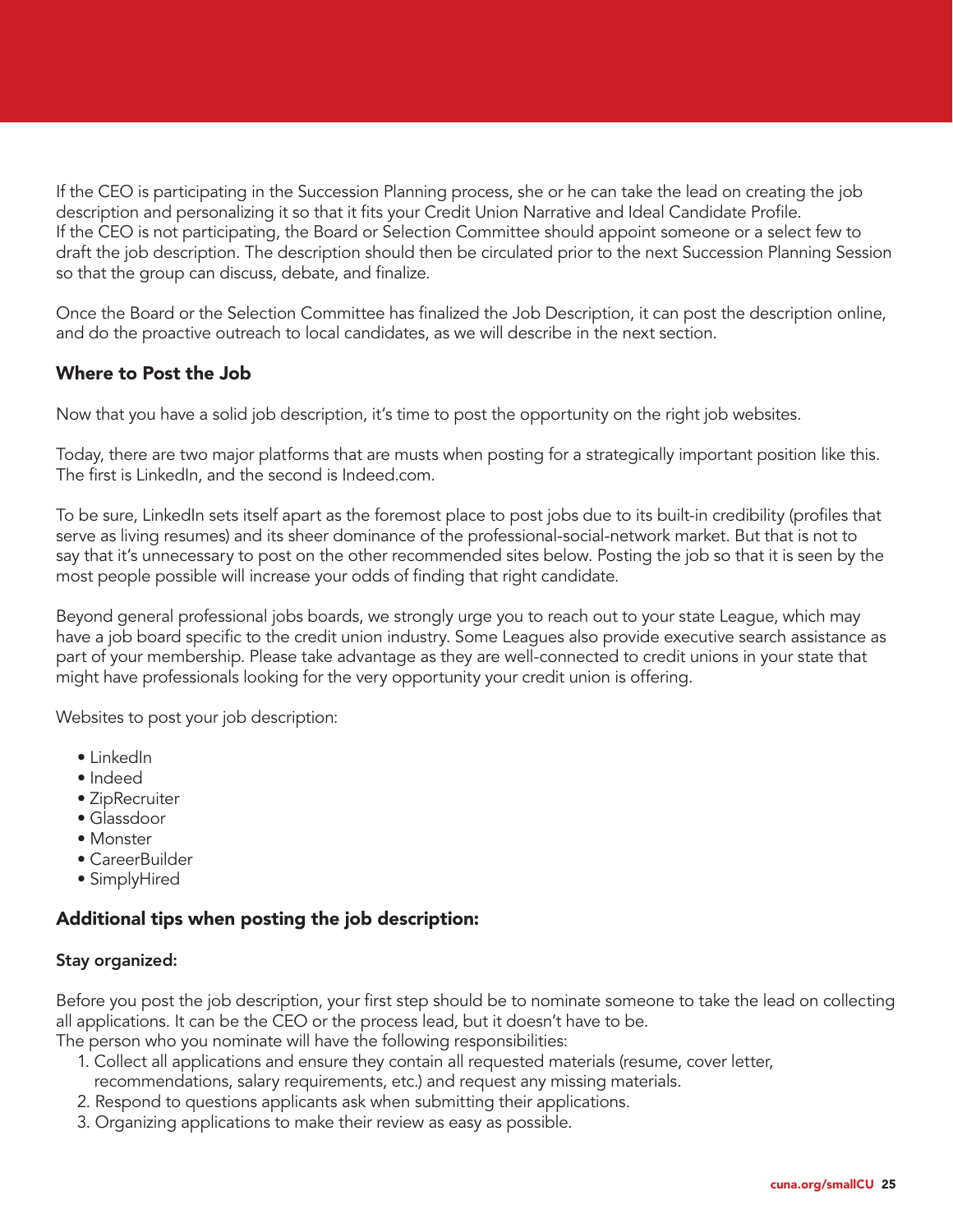If the CEO is participating in the Succession Planning process, she or he can take the lead on creating the job description and personalizing it so that it fits your Credit Union Narrative and Ideal Candidate Profile.
If the CEO is not participating, the Board or Selection Committee should appoint someone or a select few to draft the job description. The description should then be circulated prior to the next Succession Planning Session so that the group can discuss, debate, and finalize.

Once the Board or the Selection Committee has finalized the Job Description, it can post the description online, and do the proactive outreach to local candidates, as we will describe in the next section.

### Where to Post the Job

Now that you have a solid job description, it's time to post the opportunity on the right job websites.

Today, there are two major platforms that are musts when posting for a strategically important position like this. The first is LinkedIn, and the second is Indeed.com.

To be sure, LinkedIn sets itself apart as the foremost place to post jobs due to its built-in credibility (profiles that serve as living resumes) and its sheer dominance of the professional-social-network market. But that is not to say that it's unnecessary to post on the other recommended sites below. Posting the job so that it is seen by the most people possible will increase your odds of finding that right candidate.

Beyond general professional jobs boards, we strongly urge you to reach out to your state League, which may have a job board specific to the credit union industry. Some Leagues also provide executive search assistance as part of your membership. Please take advantage as they are well-connected to credit unions in your state that might have professionals looking for the very opportunity your credit union is offering.

Websites to post your job description:

- LinkedIn
- Indeed
- ZipRecruiter
- Glassdoor
- Monster
- CareerBuilder
- SimplyHired

### Additional tips when posting the job description:

#### Stay organized:

Before you post the job description, your first step should be to nominate someone to take the lead on collecting all applications. It can be the CEO or the process lead, but it doesn't have to be.
The person who you nominate will have the following responsibilities:

1. Collect all applications and ensure they contain all requested materials (resume, cover letter, recommendations, salary requirements, etc.) and request any missing materials.
2. Respond to questions applicants ask when submitting their applications.
3. Organizing applications to make their review as easy as possible.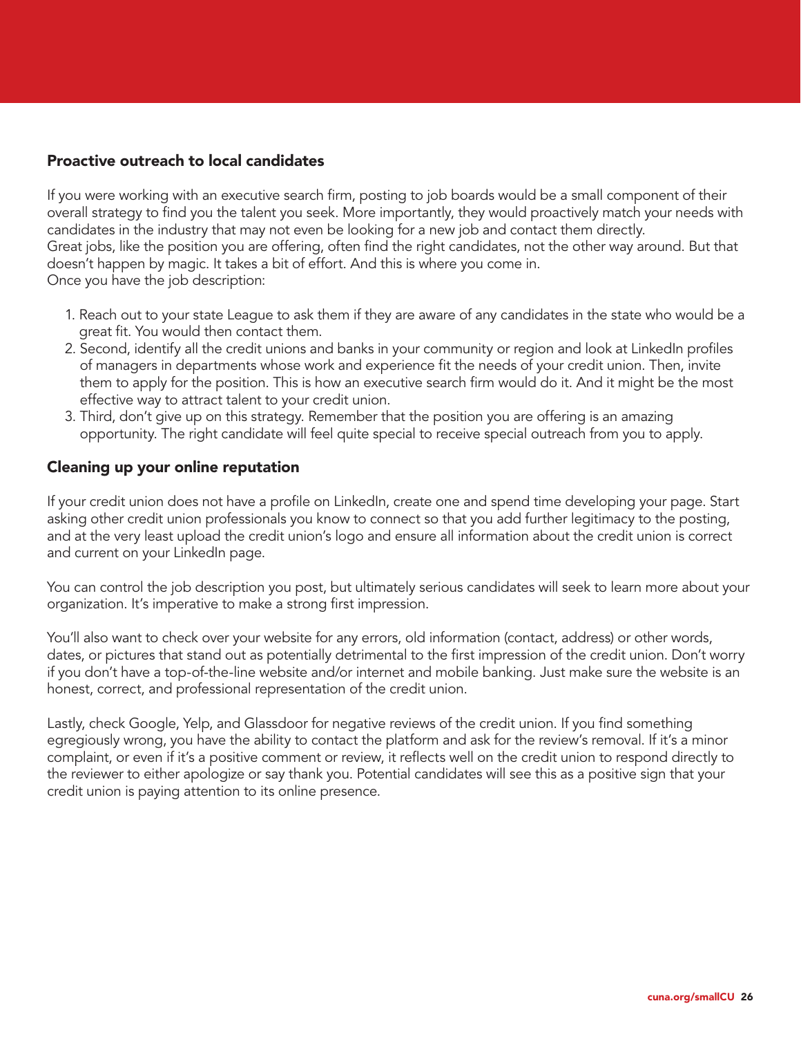### Proactive outreach to local candidates

If you were working with an executive search firm, posting to job boards would be a small component of their overall strategy to find you the talent you seek. More importantly, they would proactively match your needs with candidates in the industry that may not even be looking for a new job and contact them directly.
Great jobs, like the position you are offering, often find the right candidates, not the other way around. But that doesn't happen by magic. It takes a bit of effort. And this is where you come in.
Once you have the job description:

1. Reach out to your state League to ask them if they are aware of any candidates in the state who would be a great fit. You would then contact them.
2. Second, identify all the credit unions and banks in your community or region and look at LinkedIn profiles of managers in departments whose work and experience fit the needs of your credit union. Then, invite them to apply for the position. This is how an executive search firm would do it. And it might be the most effective way to attract talent to your credit union.
3. Third, don't give up on this strategy. Remember that the position you are offering is an amazing opportunity. The right candidate will feel quite special to receive special outreach from you to apply.

### Cleaning up your online reputation

If your credit union does not have a profile on LinkedIn, create one and spend time developing your page. Start asking other credit union professionals you know to connect so that you add further legitimacy to the posting, and at the very least upload the credit union's logo and ensure all information about the credit union is correct and current on your LinkedIn page.

You can control the job description you post, but ultimately serious candidates will seek to learn more about your organization. It's imperative to make a strong first impression.

You'll also want to check over your website for any errors, old information (contact, address) or other words, dates, or pictures that stand out as potentially detrimental to the first impression of the credit union. Don't worry if you don't have a top-of-the-line website and/or internet and mobile banking. Just make sure the website is an honest, correct, and professional representation of the credit union.

Lastly, check Google, Yelp, and Glassdoor for negative reviews of the credit union. If you find something egregiously wrong, you have the ability to contact the platform and ask for the review's removal. If it's a minor complaint, or even if it's a positive comment or review, it reflects well on the credit union to respond directly to the reviewer to either apologize or say thank you. Potential candidates will see this as a positive sign that your credit union is paying attention to its online presence.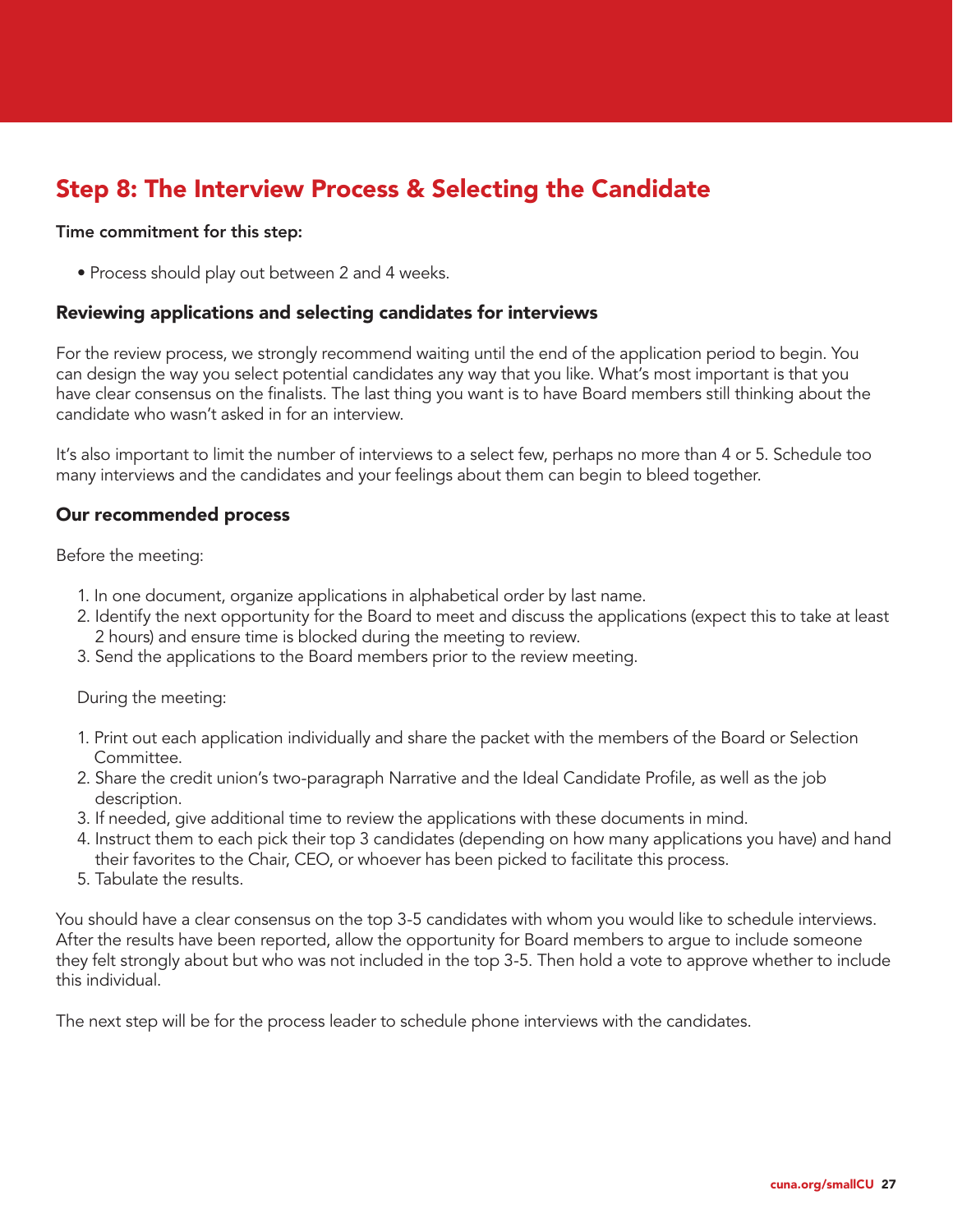## Step 8: The Interview Process & Selecting the Candidate

**Time commitment for this step:**

- Process should play out between 2 and 4 weeks.

### Reviewing applications and selecting candidates for interviews

For the review process, we strongly recommend waiting until the end of the application period to begin. You can design the way you select potential candidates any way that you like. What's most important is that you have clear consensus on the finalists. The last thing you want is to have Board members still thinking about the candidate who wasn't asked in for an interview.

It's also important to limit the number of interviews to a select few, perhaps no more than 4 or 5. Schedule too many interviews and the candidates and your feelings about them can begin to bleed together.

### Our recommended process

Before the meeting:

1. In one document, organize applications in alphabetical order by last name.
2. Identify the next opportunity for the Board to meet and discuss the applications (expect this to take at least 2 hours) and ensure time is blocked during the meeting to review.
3. Send the applications to the Board members prior to the review meeting.

During the meeting:

1. Print out each application individually and share the packet with the members of the Board or Selection Committee.
2. Share the credit union's two-paragraph Narrative and the Ideal Candidate Profile, as well as the job description.
3. If needed, give additional time to review the applications with these documents in mind.
4. Instruct them to each pick their top 3 candidates (depending on how many applications you have) and hand their favorites to the Chair, CEO, or whoever has been picked to facilitate this process.
5. Tabulate the results.

You should have a clear consensus on the top 3-5 candidates with whom you would like to schedule interviews. After the results have been reported, allow the opportunity for Board members to argue to include someone they felt strongly about but who was not included in the top 3-5. Then hold a vote to approve whether to include this individual.

The next step will be for the process leader to schedule phone interviews with the candidates.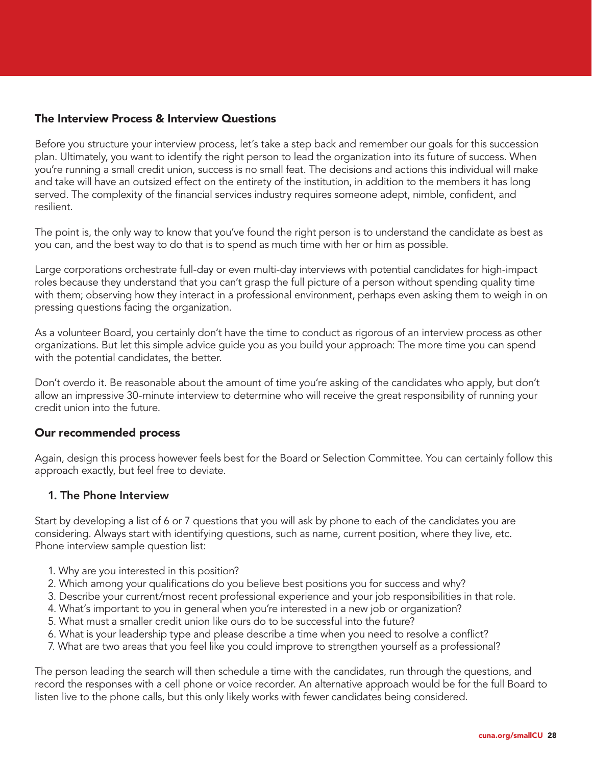## The Interview Process & Interview Questions

Before you structure your interview process, let's take a step back and remember our goals for this succession plan. Ultimately, you want to identify the right person to lead the organization into its future of success. When you're running a small credit union, success is no small feat. The decisions and actions this individual will make and take will have an outsized effect on the entirety of the institution, in addition to the members it has long served. The complexity of the financial services industry requires someone adept, nimble, confident, and resilient.

The point is, the only way to know that you've found the right person is to understand the candidate as best as you can, and the best way to do that is to spend as much time with her or him as possible.

Large corporations orchestrate full-day or even multi-day interviews with potential candidates for high-impact roles because they understand that you can't grasp the full picture of a person without spending quality time with them; observing how they interact in a professional environment, perhaps even asking them to weigh in on pressing questions facing the organization.

As a volunteer Board, you certainly don't have the time to conduct as rigorous of an interview process as other organizations. But let this simple advice guide you as you build your approach: The more time you can spend with the potential candidates, the better.

Don't overdo it. Be reasonable about the amount of time you're asking of the candidates who apply, but don't allow an impressive 30-minute interview to determine who will receive the great responsibility of running your credit union into the future.

### Our recommended process

Again, design this process however feels best for the Board or Selection Committee. You can certainly follow this approach exactly, but feel free to deviate.

#### 1. The Phone Interview

Start by developing a list of 6 or 7 questions that you will ask by phone to each of the candidates you are considering. Always start with identifying questions, such as name, current position, where they live, etc. Phone interview sample question list:

1. Why are you interested in this position?
2. Which among your qualifications do you believe best positions you for success and why?
3. Describe your current/most recent professional experience and your job responsibilities in that role.
4. What's important to you in general when you're interested in a new job or organization?
5. What must a smaller credit union like ours do to be successful into the future?
6. What is your leadership type and please describe a time when you need to resolve a conflict?
7. What are two areas that you feel like you could improve to strengthen yourself as a professional?

The person leading the search will then schedule a time with the candidates, run through the questions, and record the responses with a cell phone or voice recorder. An alternative approach would be for the full Board to listen live to the phone calls, but this only likely works with fewer candidates being considered.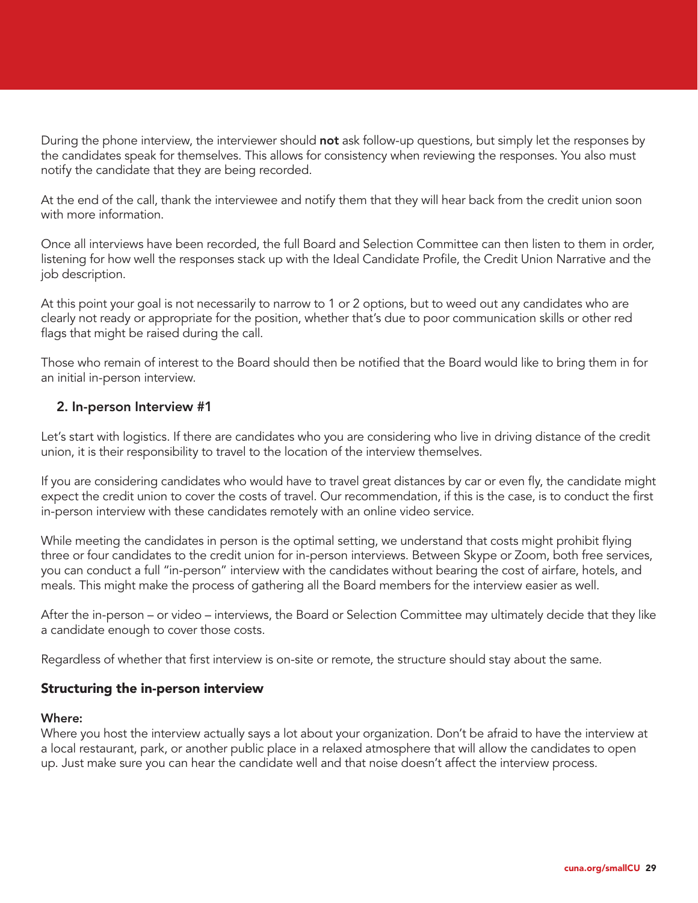During the phone interview, the interviewer should **not** ask follow-up questions, but simply let the responses by the candidates speak for themselves. This allows for consistency when reviewing the responses. You also must notify the candidate that they are being recorded.

At the end of the call, thank the interviewee and notify them that they will hear back from the credit union soon with more information.

Once all interviews have been recorded, the full Board and Selection Committee can then listen to them in order, listening for how well the responses stack up with the Ideal Candidate Profile, the Credit Union Narrative and the job description.

At this point your goal is not necessarily to narrow to 1 or 2 options, but to weed out any candidates who are clearly not ready or appropriate for the position, whether that's due to poor communication skills or other red flags that might be raised during the call.

Those who remain of interest to the Board should then be notified that the Board would like to bring them in for an initial in-person interview.

### 2. In-person Interview #1

Let's start with logistics. If there are candidates who you are considering who live in driving distance of the credit union, it is their responsibility to travel to the location of the interview themselves.

If you are considering candidates who would have to travel great distances by car or even fly, the candidate might expect the credit union to cover the costs of travel. Our recommendation, if this is the case, is to conduct the first in-person interview with these candidates remotely with an online video service.

While meeting the candidates in person is the optimal setting, we understand that costs might prohibit flying three or four candidates to the credit union for in-person interviews. Between Skype or Zoom, both free services, you can conduct a full "in-person" interview with the candidates without bearing the cost of airfare, hotels, and meals. This might make the process of gathering all the Board members for the interview easier as well.

After the in-person – or video – interviews, the Board or Selection Committee may ultimately decide that they like a candidate enough to cover those costs.

Regardless of whether that first interview is on-site or remote, the structure should stay about the same.

### Structuring the in-person interview

**Where:**

Where you host the interview actually says a lot about your organization. Don't be afraid to have the interview at a local restaurant, park, or another public place in a relaxed atmosphere that will allow the candidates to open up. Just make sure you can hear the candidate well and that noise doesn't affect the interview process.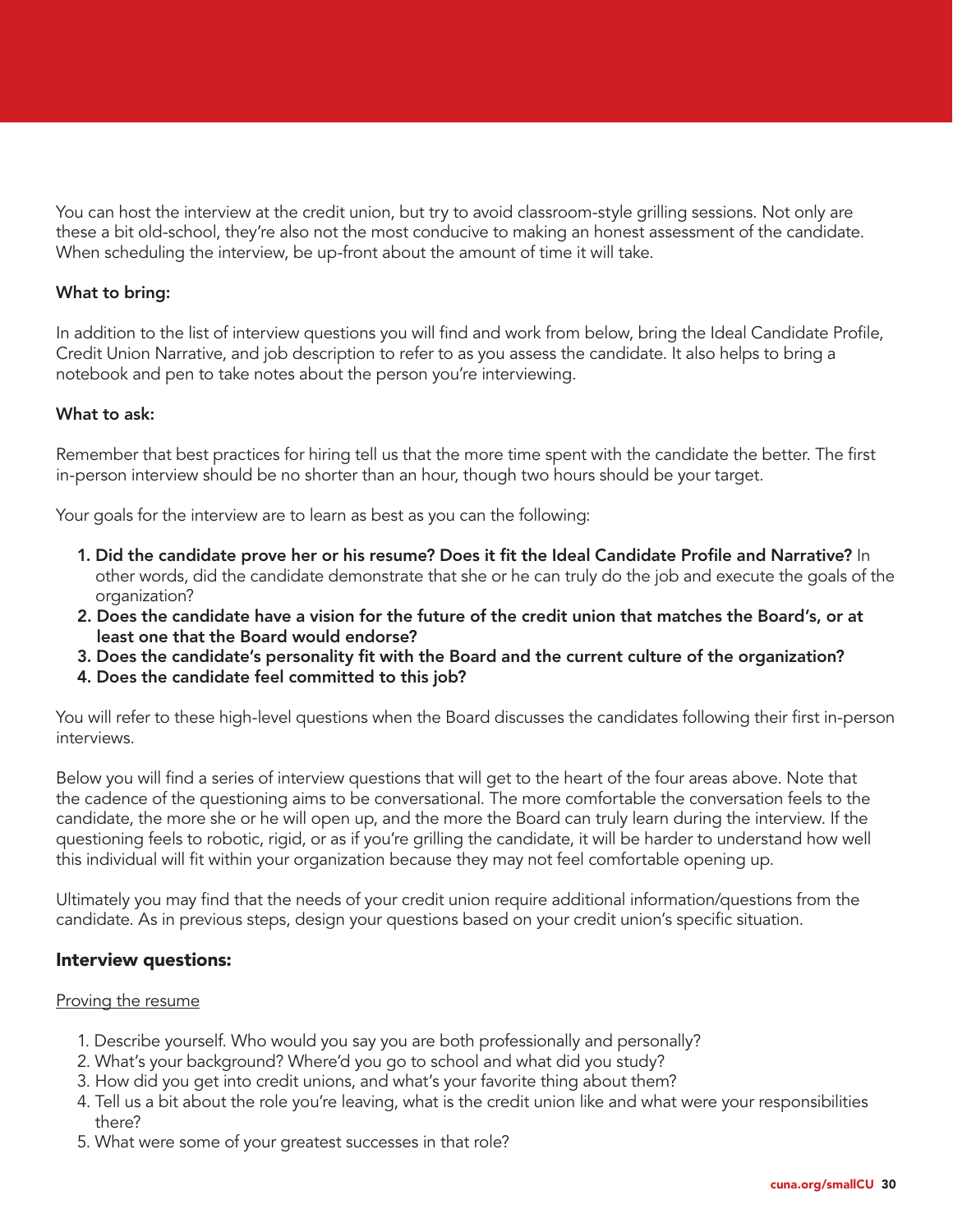You can host the interview at the credit union, but try to avoid classroom-style grilling sessions. Not only are these a bit old-school, they're also not the most conducive to making an honest assessment of the candidate. When scheduling the interview, be up-front about the amount of time it will take.

**What to bring:**

In addition to the list of interview questions you will find and work from below, bring the Ideal Candidate Profile, Credit Union Narrative, and job description to refer to as you assess the candidate. It also helps to bring a notebook and pen to take notes about the person you're interviewing.

**What to ask:**

Remember that best practices for hiring tell us that the more time spent with the candidate the better. The first in-person interview should be no shorter than an hour, though two hours should be your target.

Your goals for the interview are to learn as best as you can the following:

1. **Did the candidate prove her or his resume? Does it fit the Ideal Candidate Profile and Narrative?** In other words, did the candidate demonstrate that she or he can truly do the job and execute the goals of the organization?
2. **Does the candidate have a vision for the future of the credit union that matches the Board's, or at least one that the Board would endorse?**
3. **Does the candidate's personality fit with the Board and the current culture of the organization?**
4. **Does the candidate feel committed to this job?**

You will refer to these high-level questions when the Board discusses the candidates following their first in-person interviews.

Below you will find a series of interview questions that will get to the heart of the four areas above. Note that the cadence of the questioning aims to be conversational. The more comfortable the conversation feels to the candidate, the more she or he will open up, and the more the Board can truly learn during the interview. If the questioning feels to robotic, rigid, or as if you're grilling the candidate, it will be harder to understand how well this individual will fit within your organization because they may not feel comfortable opening up.

Ultimately you may find that the needs of your credit union require additional information/questions from the candidate. As in previous steps, design your questions based on your credit union's specific situation.

### Interview questions:

Proving the resume

1. Describe yourself. Who would you say you are both professionally and personally?
2. What's your background? Where'd you go to school and what did you study?
3. How did you get into credit unions, and what's your favorite thing about them?
4. Tell us a bit about the role you're leaving, what is the credit union like and what were your responsibilities there?
5. What were some of your greatest successes in that role?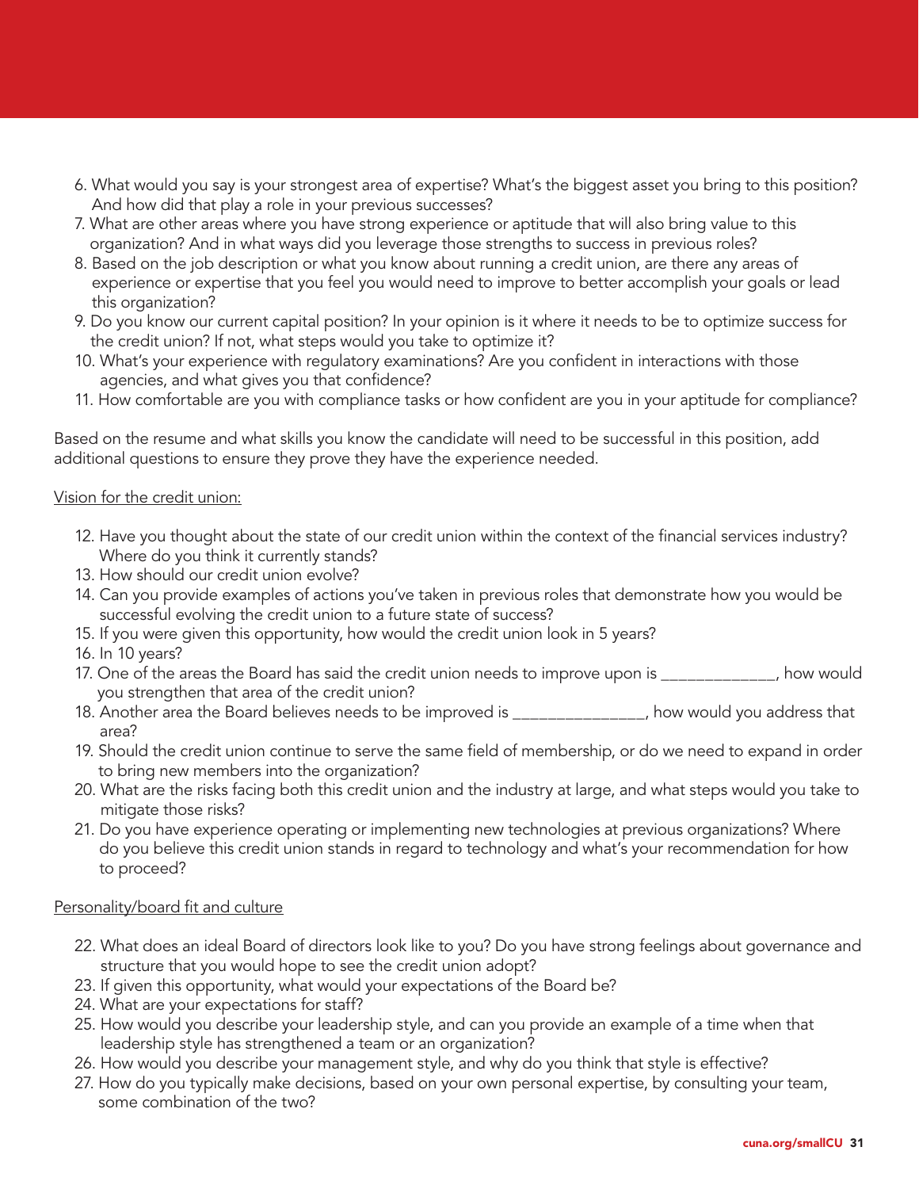6. What would you say is your strongest area of expertise? What's the biggest asset you bring to this position? And how did that play a role in your previous successes?
7. What are other areas where you have strong experience or aptitude that will also bring value to this organization? And in what ways did you leverage those strengths to success in previous roles?
8. Based on the job description or what you know about running a credit union, are there any areas of experience or expertise that you feel you would need to improve to better accomplish your goals or lead this organization?
9. Do you know our current capital position? In your opinion is it where it needs to be to optimize success for the credit union? If not, what steps would you take to optimize it?
10. What's your experience with regulatory examinations? Are you confident in interactions with those agencies, and what gives you that confidence?
11. How comfortable are you with compliance tasks or how confident are you in your aptitude for compliance?

Based on the resume and what skills you know the candidate will need to be successful in this position, add additional questions to ensure they prove they have the experience needed.

<u>Vision for the credit union:</u>

12. Have you thought about the state of our credit union within the context of the financial services industry? Where do you think it currently stands?
13. How should our credit union evolve?
14. Can you provide examples of actions you've taken in previous roles that demonstrate how you would be successful evolving the credit union to a future state of success?
15. If you were given this opportunity, how would the credit union look in 5 years?
16. In 10 years?
17. One of the areas the Board has said the credit union needs to improve upon is _____________, how would you strengthen that area of the credit union?
18. Another area the Board believes needs to be improved is _______________, how would you address that area?
19. Should the credit union continue to serve the same field of membership, or do we need to expand in order to bring new members into the organization?
20. What are the risks facing both this credit union and the industry at large, and what steps would you take to mitigate those risks?
21. Do you have experience operating or implementing new technologies at previous organizations? Where do you believe this credit union stands in regard to technology and what's your recommendation for how to proceed?

<u>Personality/board fit and culture</u>

22. What does an ideal Board of directors look like to you? Do you have strong feelings about governance and structure that you would hope to see the credit union adopt?
23. If given this opportunity, what would your expectations of the Board be?
24. What are your expectations for staff?
25. How would you describe your leadership style, and can you provide an example of a time when that leadership style has strengthened a team or an organization?
26. How would you describe your management style, and why do you think that style is effective?
27. How do you typically make decisions, based on your own personal expertise, by consulting your team, some combination of the two?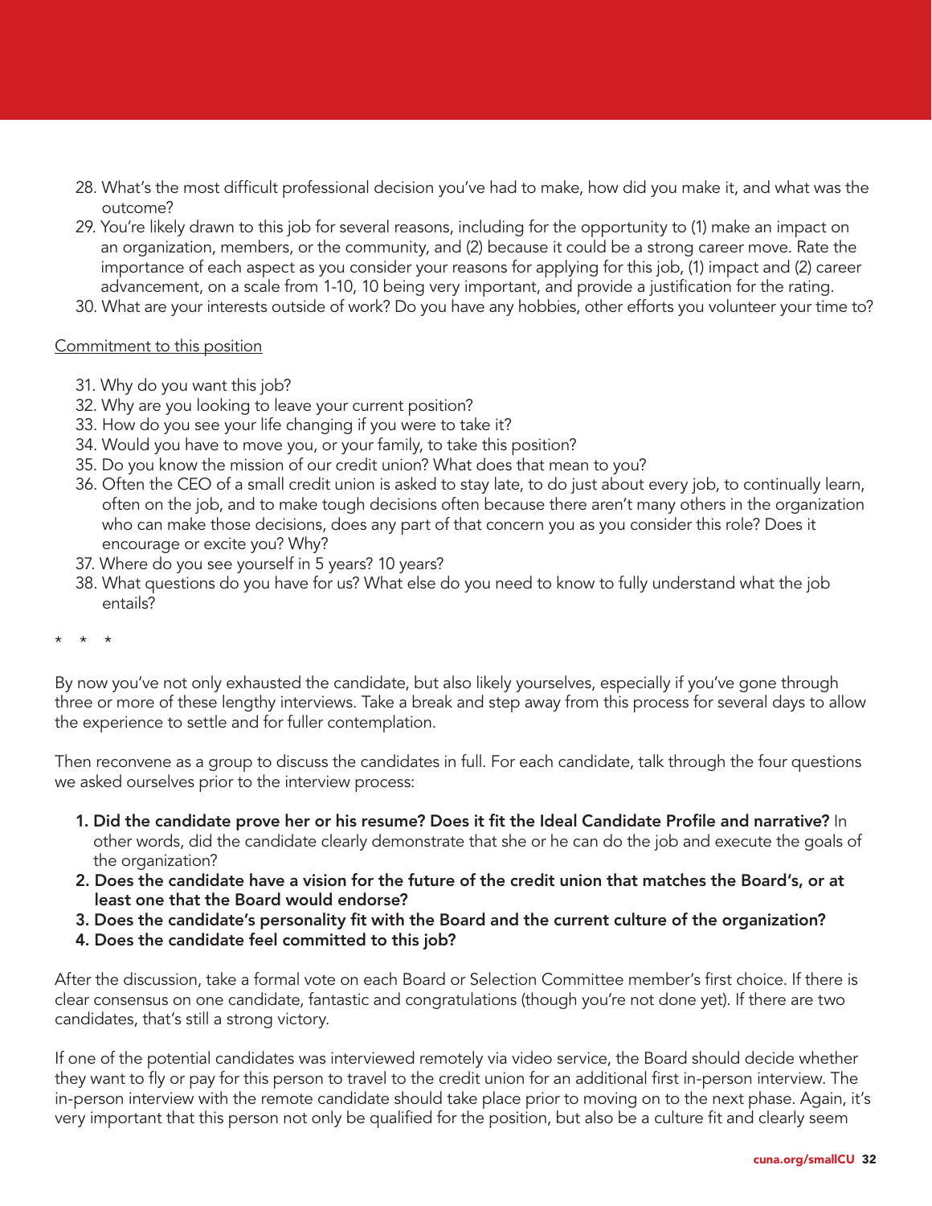28. What's the most difficult professional decision you've had to make, how did you make it, and what was the outcome?
29. You're likely drawn to this job for several reasons, including for the opportunity to (1) make an impact on an organization, members, or the community, and (2) because it could be a strong career move. Rate the importance of each aspect as you consider your reasons for applying for this job, (1) impact and (2) career advancement, on a scale from 1-10, 10 being very important, and provide a justification for the rating.
30. What are your interests outside of work? Do you have any hobbies, other efforts you volunteer your time to?

<u>Commitment to this position</u>

31. Why do you want this job?
32. Why are you looking to leave your current position?
33. How do you see your life changing if you were to take it?
34. Would you have to move you, or your family, to take this position?
35. Do you know the mission of our credit union? What does that mean to you?
36. Often the CEO of a small credit union is asked to stay late, to do just about every job, to continually learn, often on the job, and to make tough decisions often because there aren't many others in the organization who can make those decisions, does any part of that concern you as you consider this role? Does it encourage or excite you? Why?
37. Where do you see yourself in 5 years? 10 years?
38. What questions do you have for us? What else do you need to know to fully understand what the job entails?

\* \* \*

By now you've not only exhausted the candidate, but also likely yourselves, especially if you've gone through three or more of these lengthy interviews. Take a break and step away from this process for several days to allow the experience to settle and for fuller contemplation.

Then reconvene as a group to discuss the candidates in full. For each candidate, talk through the four questions we asked ourselves prior to the interview process:

1. **Did the candidate prove her or his resume? Does it fit the Ideal Candidate Profile and narrative?** In other words, did the candidate clearly demonstrate that she or he can do the job and execute the goals of the organization?
2. **Does the candidate have a vision for the future of the credit union that matches the Board's, or at least one that the Board would endorse?**
3. **Does the candidate's personality fit with the Board and the current culture of the organization?**
4. **Does the candidate feel committed to this job?**

After the discussion, take a formal vote on each Board or Selection Committee member's first choice. If there is clear consensus on one candidate, fantastic and congratulations (though you're not done yet). If there are two candidates, that's still a strong victory.

If one of the potential candidates was interviewed remotely via video service, the Board should decide whether they want to fly or pay for this person to travel to the credit union for an additional first in-person interview. The in-person interview with the remote candidate should take place prior to moving on to the next phase. Again, it's very important that this person not only be qualified for the position, but also be a culture fit and clearly seem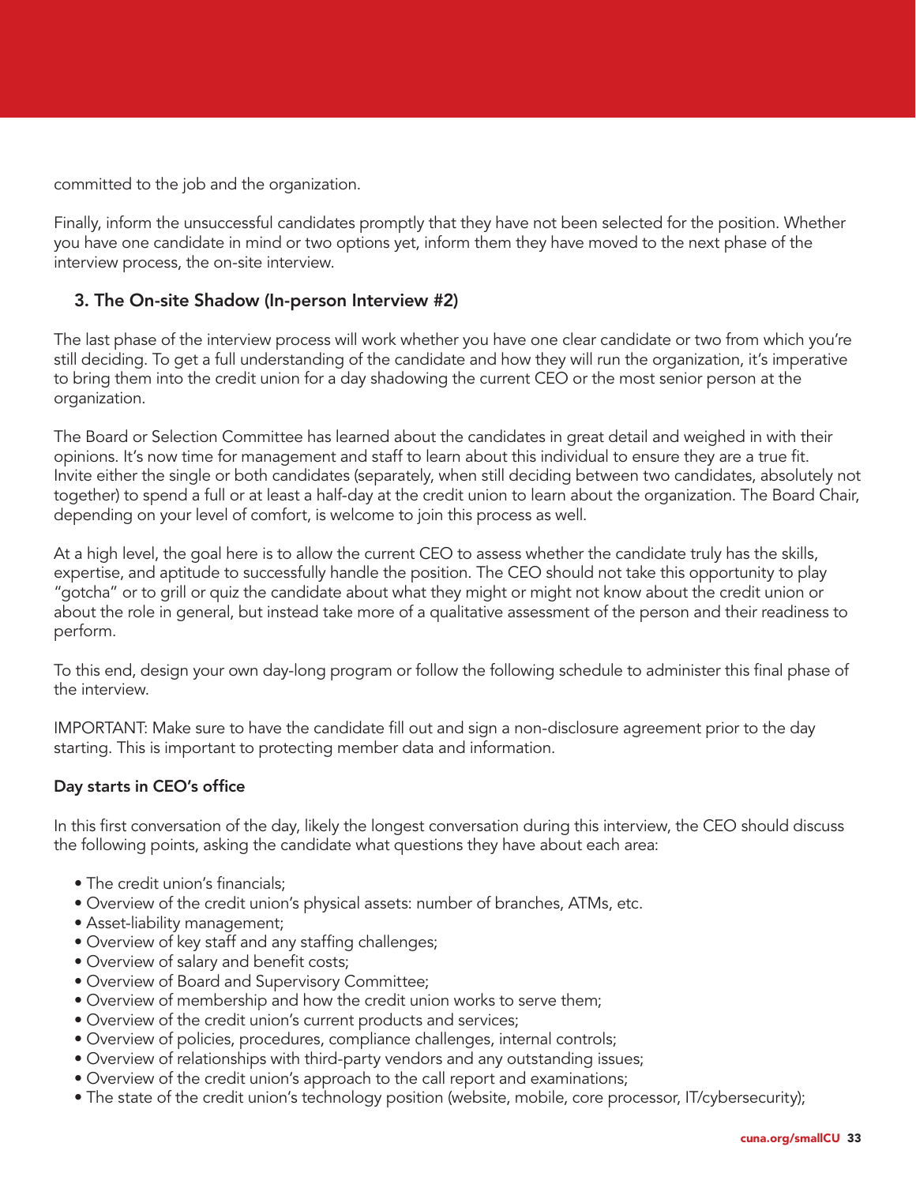committed to the job and the organization.

Finally, inform the unsuccessful candidates promptly that they have not been selected for the position. Whether you have one candidate in mind or two options yet, inform them they have moved to the next phase of the interview process, the on-site interview.

### 3. The On-site Shadow (In-person Interview #2)

The last phase of the interview process will work whether you have one clear candidate or two from which you're still deciding. To get a full understanding of the candidate and how they will run the organization, it's imperative to bring them into the credit union for a day shadowing the current CEO or the most senior person at the organization.

The Board or Selection Committee has learned about the candidates in great detail and weighed in with their opinions. It's now time for management and staff to learn about this individual to ensure they are a true fit. Invite either the single or both candidates (separately, when still deciding between two candidates, absolutely not together) to spend a full or at least a half-day at the credit union to learn about the organization. The Board Chair, depending on your level of comfort, is welcome to join this process as well.

At a high level, the goal here is to allow the current CEO to assess whether the candidate truly has the skills, expertise, and aptitude to successfully handle the position. The CEO should not take this opportunity to play "gotcha" or to grill or quiz the candidate about what they might or might not know about the credit union or about the role in general, but instead take more of a qualitative assessment of the person and their readiness to perform.

To this end, design your own day-long program or follow the following schedule to administer this final phase of the interview.

IMPORTANT: Make sure to have the candidate fill out and sign a non-disclosure agreement prior to the day starting. This is important to protecting member data and information.

#### Day starts in CEO's office

In this first conversation of the day, likely the longest conversation during this interview, the CEO should discuss the following points, asking the candidate what questions they have about each area:

- The credit union's financials;
- Overview of the credit union's physical assets: number of branches, ATMs, etc.
- Asset-liability management;
- Overview of key staff and any staffing challenges;
- Overview of salary and benefit costs;
- Overview of Board and Supervisory Committee;
- Overview of membership and how the credit union works to serve them;
- Overview of the credit union's current products and services;
- Overview of policies, procedures, compliance challenges, internal controls;
- Overview of relationships with third-party vendors and any outstanding issues;
- Overview of the credit union's approach to the call report and examinations;
- The state of the credit union's technology position (website, mobile, core processor, IT/cybersecurity);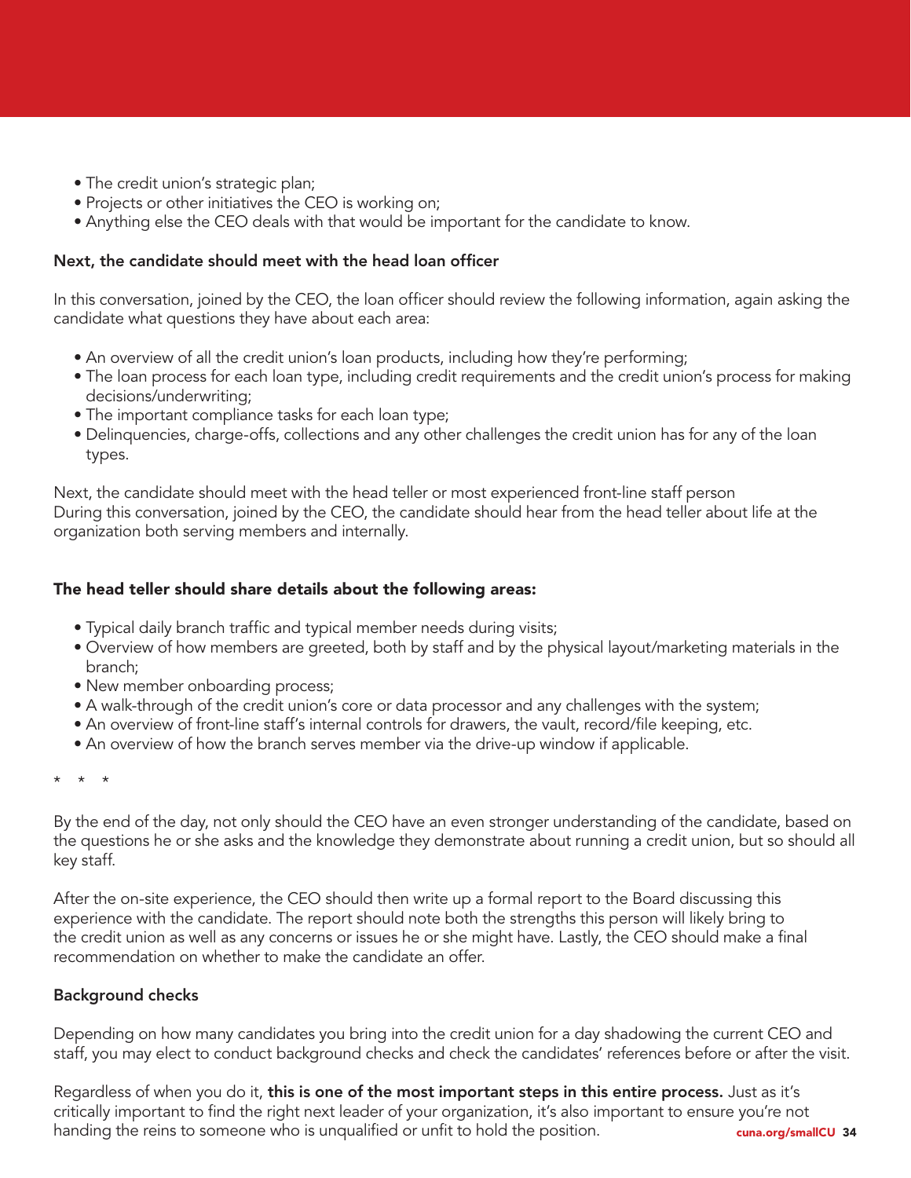- The credit union's strategic plan;
- Projects or other initiatives the CEO is working on;
- Anything else the CEO deals with that would be important for the candidate to know.

**Next, the candidate should meet with the head loan officer**

In this conversation, joined by the CEO, the loan officer should review the following information, again asking the candidate what questions they have about each area:

- An overview of all the credit union's loan products, including how they're performing;
- The loan process for each loan type, including credit requirements and the credit union's process for making decisions/underwriting;
- The important compliance tasks for each loan type;
- Delinquencies, charge-offs, collections and any other challenges the credit union has for any of the loan types.

Next, the candidate should meet with the head teller or most experienced front-line staff person
During this conversation, joined by the CEO, the candidate should hear from the head teller about life at the organization both serving members and internally.

**The head teller should share details about the following areas:**

- Typical daily branch traffic and typical member needs during visits;
- Overview of how members are greeted, both by staff and by the physical layout/marketing materials in the branch;
- New member onboarding process;
- A walk-through of the credit union's core or data processor and any challenges with the system;
- An overview of front-line staff's internal controls for drawers, the vault, record/file keeping, etc.
- An overview of how the branch serves member via the drive-up window if applicable.

\* \* \*

By the end of the day, not only should the CEO have an even stronger understanding of the candidate, based on the questions he or she asks and the knowledge they demonstrate about running a credit union, but so should all key staff.

After the on-site experience, the CEO should then write up a formal report to the Board discussing this experience with the candidate. The report should note both the strengths this person will likely bring to the credit union as well as any concerns or issues he or she might have. Lastly, the CEO should make a final recommendation on whether to make the candidate an offer.

**Background checks**

Depending on how many candidates you bring into the credit union for a day shadowing the current CEO and staff, you may elect to conduct background checks and check the candidates' references before or after the visit.

Regardless of when you do it, **this is one of the most important steps in this entire process.** Just as it's critically important to find the right next leader of your organization, it's also important to ensure you're not handing the reins to someone who is unqualified or unfit to hold the position.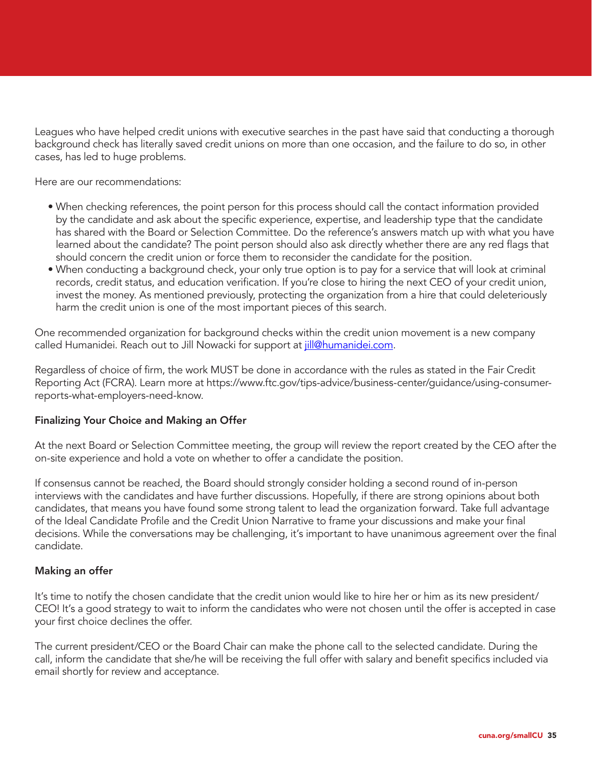Leagues who have helped credit unions with executive searches in the past have said that conducting a thorough background check has literally saved credit unions on more than one occasion, and the failure to do so, in other cases, has led to huge problems.

Here are our recommendations:

- When checking references, the point person for this process should call the contact information provided by the candidate and ask about the specific experience, expertise, and leadership type that the candidate has shared with the Board or Selection Committee. Do the reference's answers match up with what you have learned about the candidate? The point person should also ask directly whether there are any red flags that should concern the credit union or force them to reconsider the candidate for the position.
- When conducting a background check, your only true option is to pay for a service that will look at criminal records, credit status, and education verification. If you're close to hiring the next CEO of your credit union, invest the money. As mentioned previously, protecting the organization from a hire that could deleteriously harm the credit union is one of the most important pieces of this search.

One recommended organization for background checks within the credit union movement is a new company called Humanidei. Reach out to Jill Nowacki for support at jill@humanidei.com.

Regardless of choice of firm, the work MUST be done in accordance with the rules as stated in the Fair Credit Reporting Act (FCRA). Learn more at https://www.ftc.gov/tips-advice/business-center/guidance/using-consumer-reports-what-employers-need-know.

**Finalizing Your Choice and Making an Offer**

At the next Board or Selection Committee meeting, the group will review the report created by the CEO after the on-site experience and hold a vote on whether to offer a candidate the position.

If consensus cannot be reached, the Board should strongly consider holding a second round of in-person interviews with the candidates and have further discussions. Hopefully, if there are strong opinions about both candidates, that means you have found some strong talent to lead the organization forward. Take full advantage of the Ideal Candidate Profile and the Credit Union Narrative to frame your discussions and make your final decisions. While the conversations may be challenging, it's important to have unanimous agreement over the final candidate.

**Making an offer**

It's time to notify the chosen candidate that the credit union would like to hire her or him as its new president/CEO! It's a good strategy to wait to inform the candidates who were not chosen until the offer is accepted in case your first choice declines the offer.

The current president/CEO or the Board Chair can make the phone call to the selected candidate. During the call, inform the candidate that she/he will be receiving the full offer with salary and benefit specifics included via email shortly for review and acceptance.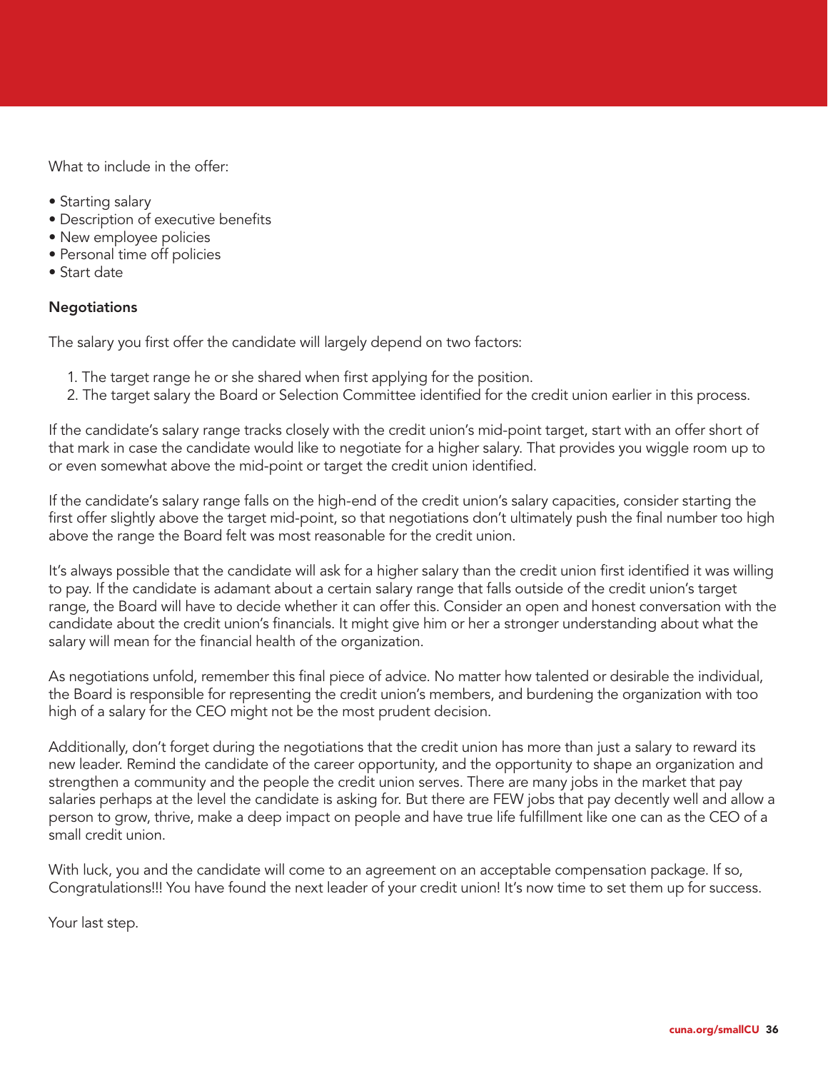What to include in the offer:

- Starting salary
- Description of executive benefits
- New employee policies
- Personal time off policies
- Start date

**Negotiations**

The salary you first offer the candidate will largely depend on two factors:

1. The target range he or she shared when first applying for the position.
2. The target salary the Board or Selection Committee identified for the credit union earlier in this process.

If the candidate's salary range tracks closely with the credit union's mid-point target, start with an offer short of that mark in case the candidate would like to negotiate for a higher salary. That provides you wiggle room up to or even somewhat above the mid-point or target the credit union identified.

If the candidate's salary range falls on the high-end of the credit union's salary capacities, consider starting the first offer slightly above the target mid-point, so that negotiations don't ultimately push the final number too high above the range the Board felt was most reasonable for the credit union.

It's always possible that the candidate will ask for a higher salary than the credit union first identified it was willing to pay. If the candidate is adamant about a certain salary range that falls outside of the credit union's target range, the Board will have to decide whether it can offer this. Consider an open and honest conversation with the candidate about the credit union's financials. It might give him or her a stronger understanding about what the salary will mean for the financial health of the organization.

As negotiations unfold, remember this final piece of advice. No matter how talented or desirable the individual, the Board is responsible for representing the credit union's members, and burdening the organization with too high of a salary for the CEO might not be the most prudent decision.

Additionally, don't forget during the negotiations that the credit union has more than just a salary to reward its new leader. Remind the candidate of the career opportunity, and the opportunity to shape an organization and strengthen a community and the people the credit union serves. There are many jobs in the market that pay salaries perhaps at the level the candidate is asking for. But there are FEW jobs that pay decently well and allow a person to grow, thrive, make a deep impact on people and have true life fulfillment like one can as the CEO of a small credit union.

With luck, you and the candidate will come to an agreement on an acceptable compensation package. If so, Congratulations!!! You have found the next leader of your credit union! It's now time to set them up for success.

Your last step.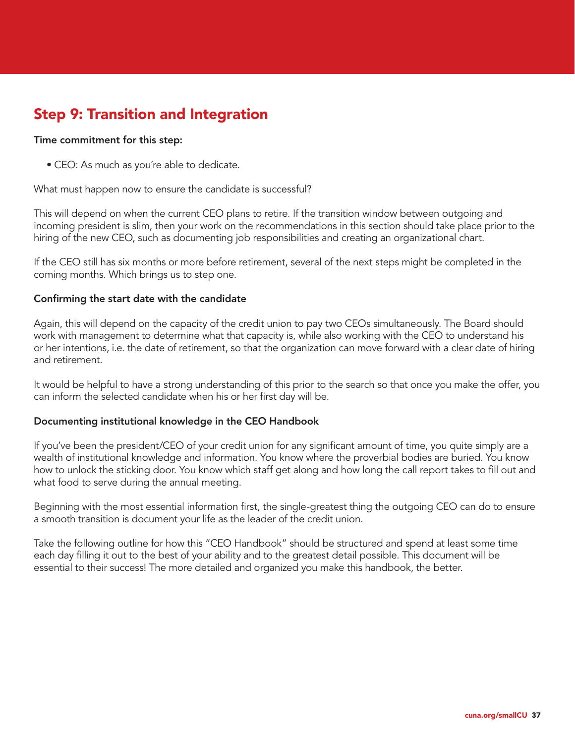## Step 9: Transition and Integration

**Time commitment for this step:**

- CEO: As much as you're able to dedicate.

What must happen now to ensure the candidate is successful?

This will depend on when the current CEO plans to retire. If the transition window between outgoing and incoming president is slim, then your work on the recommendations in this section should take place prior to the hiring of the new CEO, such as documenting job responsibilities and creating an organizational chart.

If the CEO still has six months or more before retirement, several of the next steps might be completed in the coming months. Which brings us to step one.

**Confirming the start date with the candidate**

Again, this will depend on the capacity of the credit union to pay two CEOs simultaneously. The Board should work with management to determine what that capacity is, while also working with the CEO to understand his or her intentions, i.e. the date of retirement, so that the organization can move forward with a clear date of hiring and retirement.

It would be helpful to have a strong understanding of this prior to the search so that once you make the offer, you can inform the selected candidate when his or her first day will be.

**Documenting institutional knowledge in the CEO Handbook**

If you've been the president/CEO of your credit union for any significant amount of time, you quite simply are a wealth of institutional knowledge and information. You know where the proverbial bodies are buried. You know how to unlock the sticking door. You know which staff get along and how long the call report takes to fill out and what food to serve during the annual meeting.

Beginning with the most essential information first, the single-greatest thing the outgoing CEO can do to ensure a smooth transition is document your life as the leader of the credit union.

Take the following outline for how this "CEO Handbook" should be structured and spend at least some time each day filling it out to the best of your ability and to the greatest detail possible. This document will be essential to their success! The more detailed and organized you make this handbook, the better.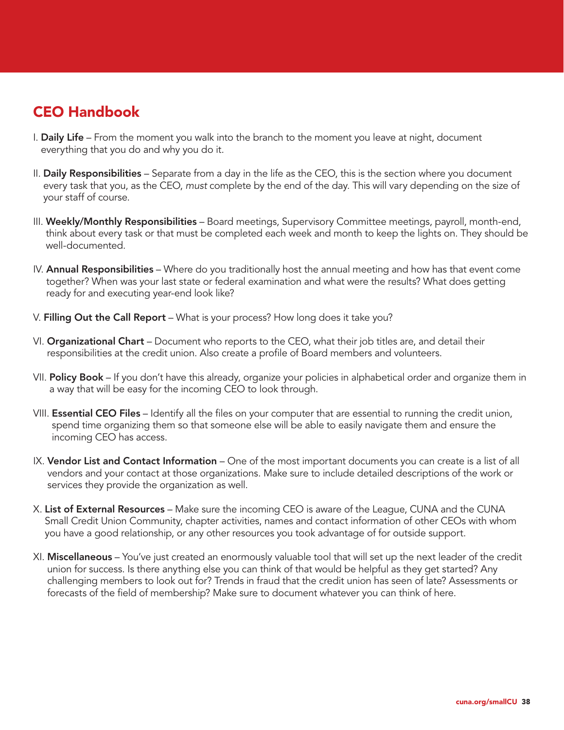# CEO Handbook

I. **Daily Life** – From the moment you walk into the branch to the moment you leave at night, document everything that you do and why you do it.

II. **Daily Responsibilities** – Separate from a day in the life as the CEO, this is the section where you document every task that you, as the CEO, *must* complete by the end of the day. This will vary depending on the size of your staff of course.

III. **Weekly/Monthly Responsibilities** – Board meetings, Supervisory Committee meetings, payroll, month-end, think about every task or that must be completed each week and month to keep the lights on. They should be well-documented.

IV. **Annual Responsibilities** – Where do you traditionally host the annual meeting and how has that event come together? When was your last state or federal examination and what were the results? What does getting ready for and executing year-end look like?

V. **Filling Out the Call Report** – What is your process? How long does it take you?

VI. **Organizational Chart** – Document who reports to the CEO, what their job titles are, and detail their responsibilities at the credit union. Also create a profile of Board members and volunteers.

VII. **Policy Book** – If you don't have this already, organize your policies in alphabetical order and organize them in a way that will be easy for the incoming CEO to look through.

VIII. **Essential CEO Files** – Identify all the files on your computer that are essential to running the credit union, spend time organizing them so that someone else will be able to easily navigate them and ensure the incoming CEO has access.

IX. **Vendor List and Contact Information** – One of the most important documents you can create is a list of all vendors and your contact at those organizations. Make sure to include detailed descriptions of the work or services they provide the organization as well.

X. **List of External Resources** – Make sure the incoming CEO is aware of the League, CUNA and the CUNA Small Credit Union Community, chapter activities, names and contact information of other CEOs with whom you have a good relationship, or any other resources you took advantage of for outside support.

XI. **Miscellaneous** – You've just created an enormously valuable tool that will set up the next leader of the credit union for success. Is there anything else you can think of that would be helpful as they get started? Any challenging members to look out for? Trends in fraud that the credit union has seen of late? Assessments or forecasts of the field of membership? Make sure to document whatever you can think of here.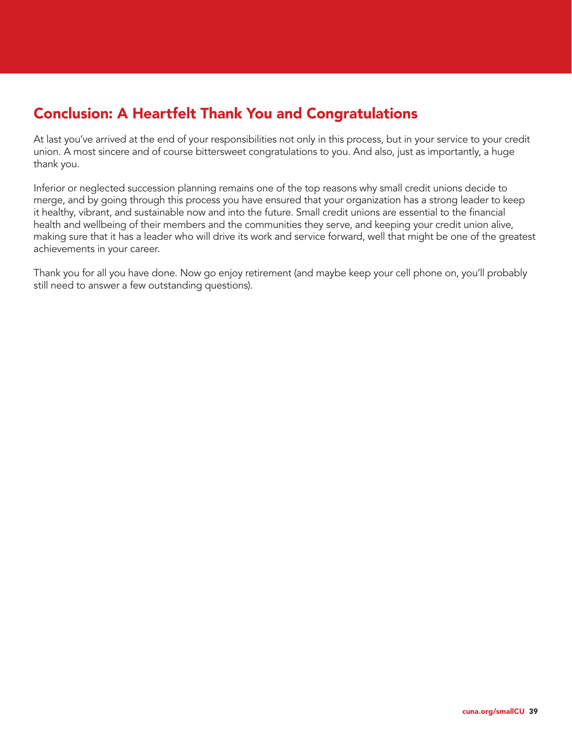## Conclusion: A Heartfelt Thank You and Congratulations

At last you've arrived at the end of your responsibilities not only in this process, but in your service to your credit union. A most sincere and of course bittersweet congratulations to you. And also, just as importantly, a huge thank you.

Inferior or neglected succession planning remains one of the top reasons why small credit unions decide to merge, and by going through this process you have ensured that your organization has a strong leader to keep it healthy, vibrant, and sustainable now and into the future. Small credit unions are essential to the financial health and wellbeing of their members and the communities they serve, and keeping your credit union alive, making sure that it has a leader who will drive its work and service forward, well that might be one of the greatest achievements in your career.

Thank you for all you have done. Now go enjoy retirement (and maybe keep your cell phone on, you'll probably still need to answer a few outstanding questions).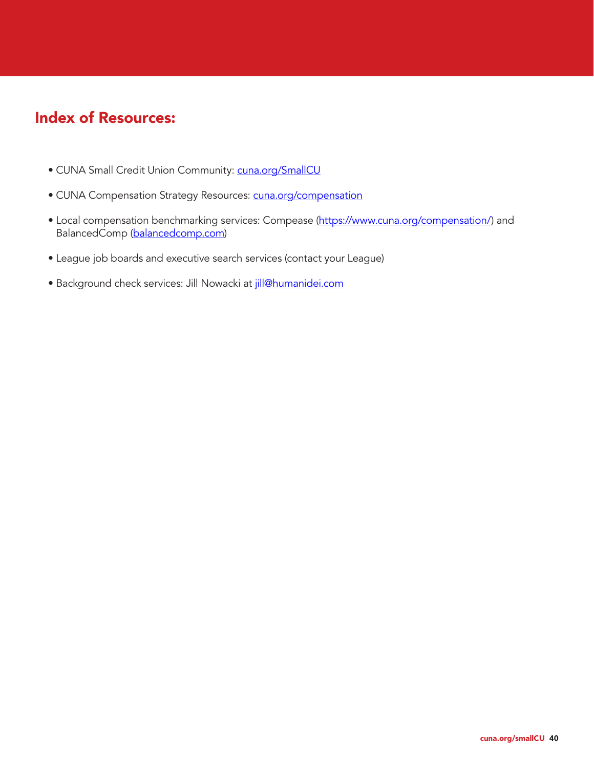## Index of Resources:

- CUNA Small Credit Union Community: cuna.org/SmallCU
- CUNA Compensation Strategy Resources: cuna.org/compensation
- Local compensation benchmarking services: Compease (https://www.cuna.org/compensation/) and BalancedComp (balancedcomp.com)
- League job boards and executive search services (contact your League)
- Background check services: Jill Nowacki at jill@humanidei.com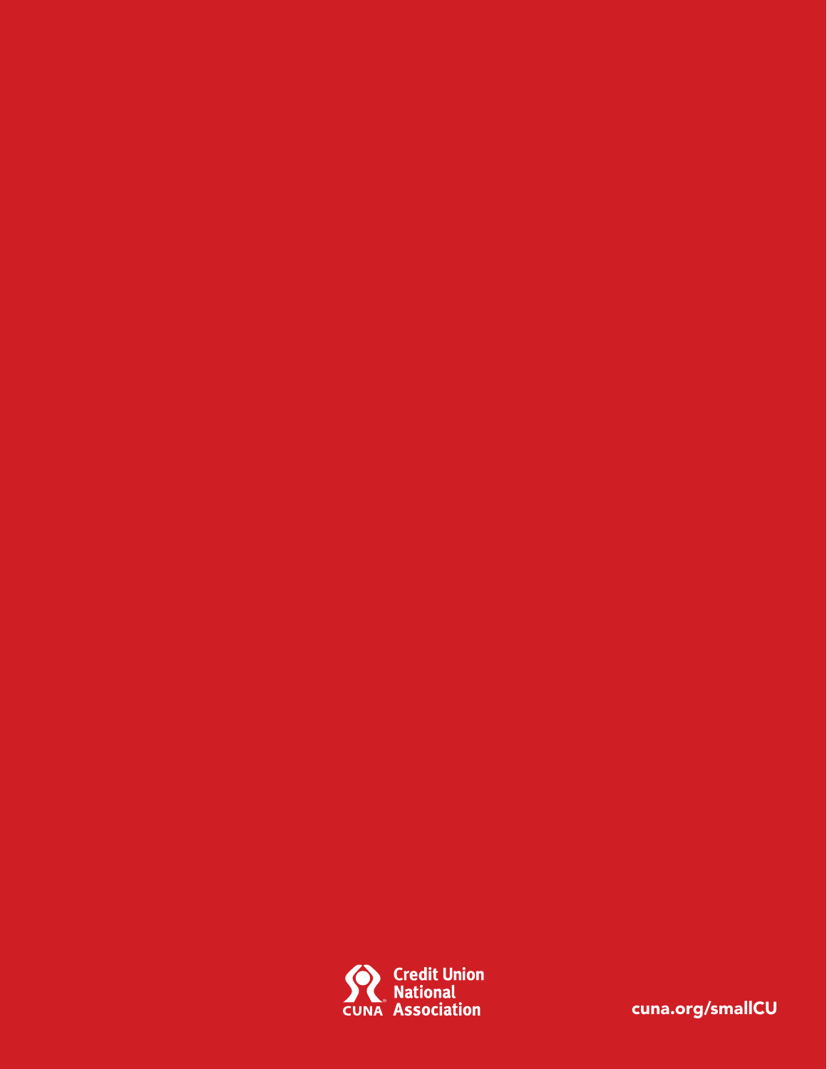CUNA Credit Union National Association

cuna.org/smallCU